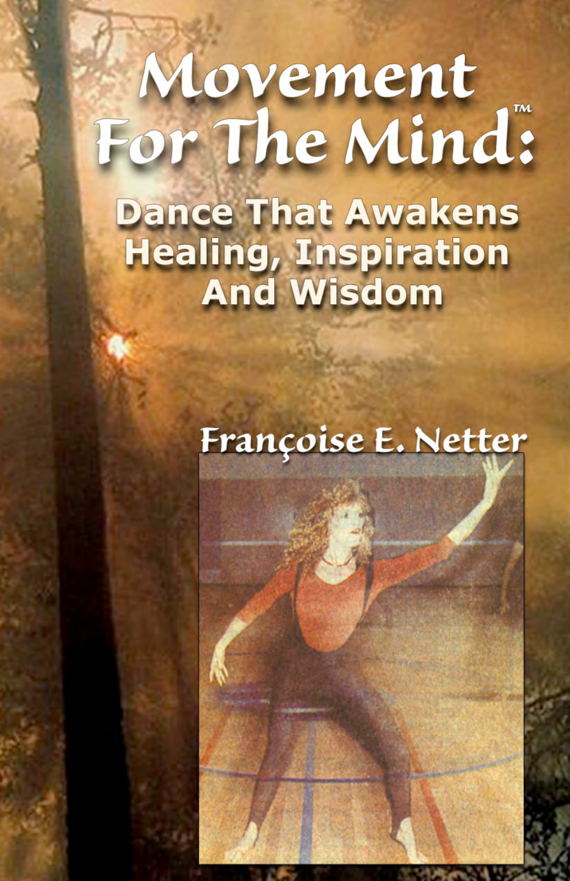# Movement For The Mind™:

## Dance That Awakens Healing, Inspiration And Wisdom

Françoise E. Netter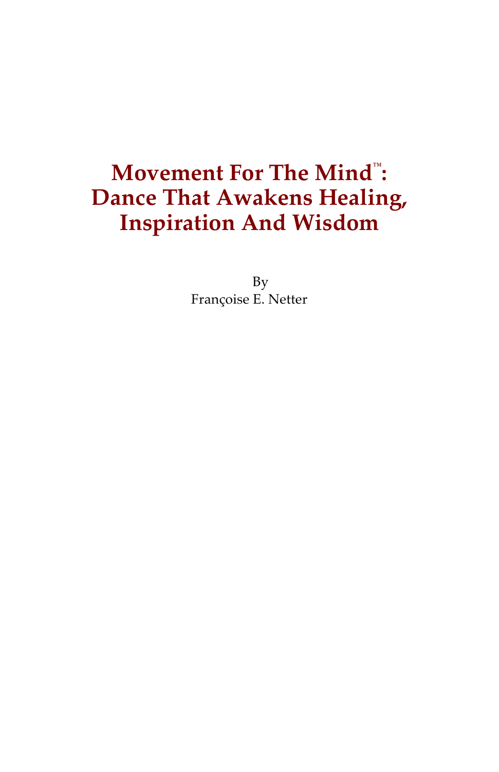# Movement For The Mind™: Dance That Awakens Healing, Inspiration And Wisdom

By
Françoise E. Netter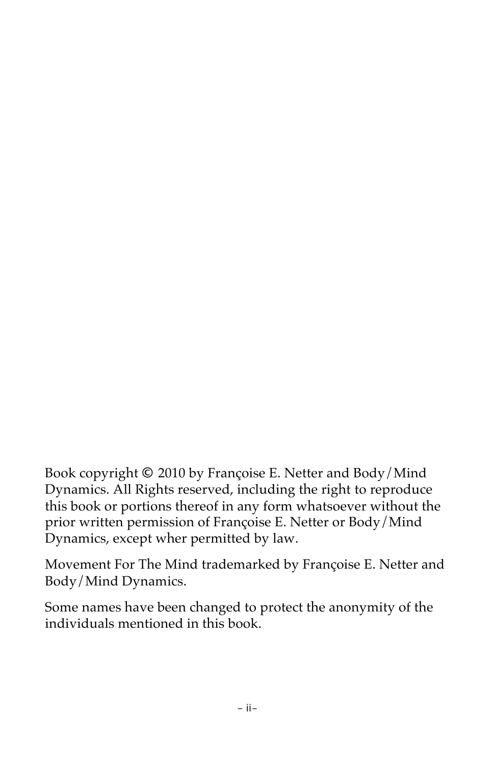Book copyright © 2010 by Françoise E. Netter and Body/Mind Dynamics. All Rights reserved, including the right to reproduce this book or portions thereof in any form whatsoever without the prior written permission of Françoise E. Netter or Body/Mind Dynamics, except wher permitted by law.

Movement For The Mind trademarked by Françoise E. Netter and Body/Mind Dynamics.

Some names have been changed to protect the anonymity of the individuals mentioned in this book.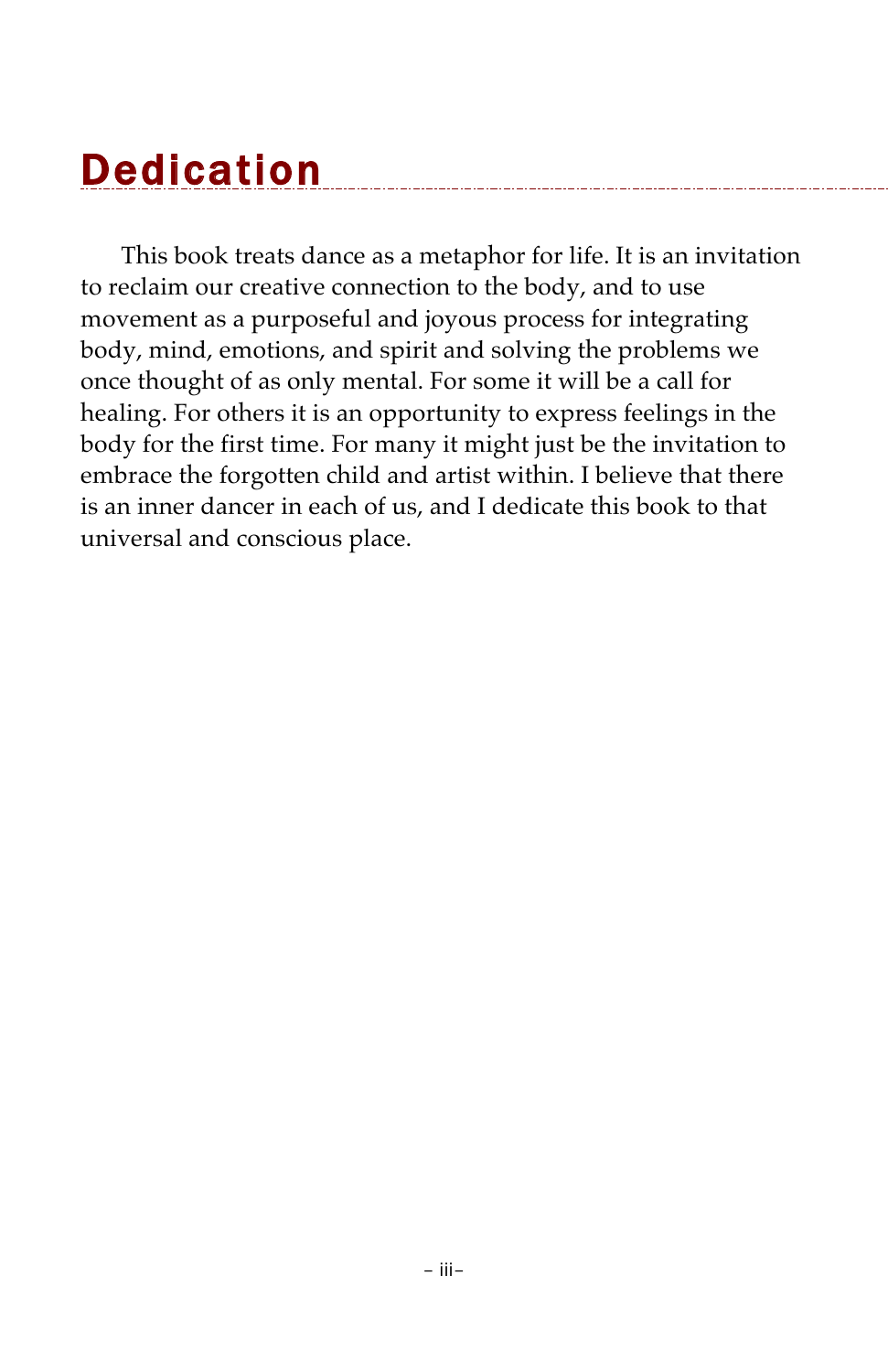# Dedication

This book treats dance as a metaphor for life. It is an invitation to reclaim our creative connection to the body, and to use movement as a purposeful and joyous process for integrating body, mind, emotions, and spirit and solving the problems we once thought of as only mental. For some it will be a call for healing. For others it is an opportunity to express feelings in the body for the first time. For many it might just be the invitation to embrace the forgotten child and artist within. I believe that there is an inner dancer in each of us, and I dedicate this book to that universal and conscious place.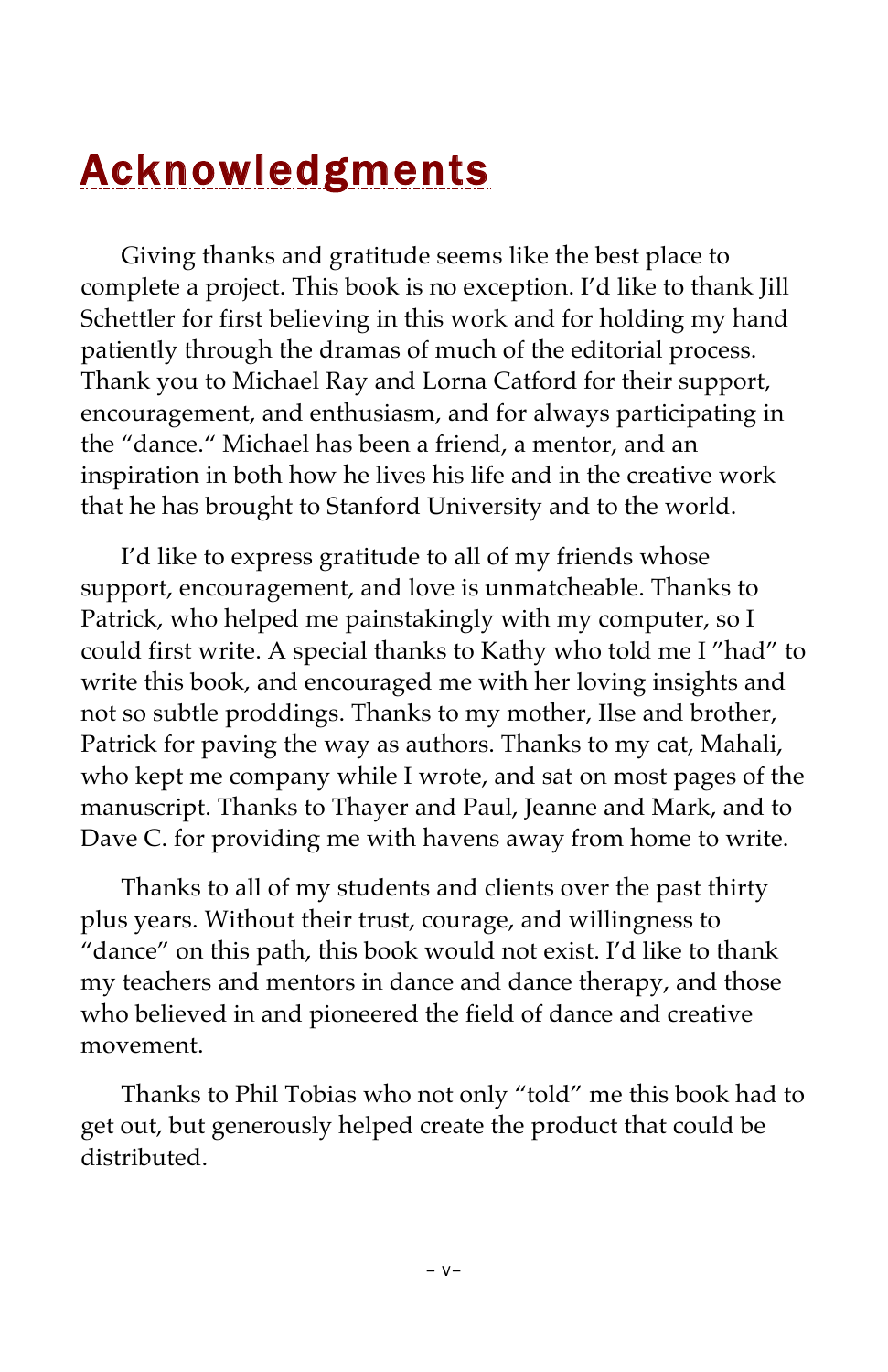# Acknowledgments

Giving thanks and gratitude seems like the best place to complete a project. This book is no exception. I'd like to thank Jill Schettler for first believing in this work and for holding my hand patiently through the dramas of much of the editorial process. Thank you to Michael Ray and Lorna Catford for their support, encouragement, and enthusiasm, and for always participating in the "dance." Michael has been a friend, a mentor, and an inspiration in both how he lives his life and in the creative work that he has brought to Stanford University and to the world.

I'd like to express gratitude to all of my friends whose support, encouragement, and love is unmatcheable. Thanks to Patrick, who helped me painstakingly with my computer, so I could first write. A special thanks to Kathy who told me I "had" to write this book, and encouraged me with her loving insights and not so subtle proddings. Thanks to my mother, Ilse and brother, Patrick for paving the way as authors. Thanks to my cat, Mahali, who kept me company while I wrote, and sat on most pages of the manuscript. Thanks to Thayer and Paul, Jeanne and Mark, and to Dave C. for providing me with havens away from home to write.

Thanks to all of my students and clients over the past thirty plus years. Without their trust, courage, and willingness to "dance" on this path, this book would not exist. I'd like to thank my teachers and mentors in dance and dance therapy, and those who believed in and pioneered the field of dance and creative movement.

Thanks to Phil Tobias who not only "told" me this book had to get out, but generously helped create the product that could be distributed.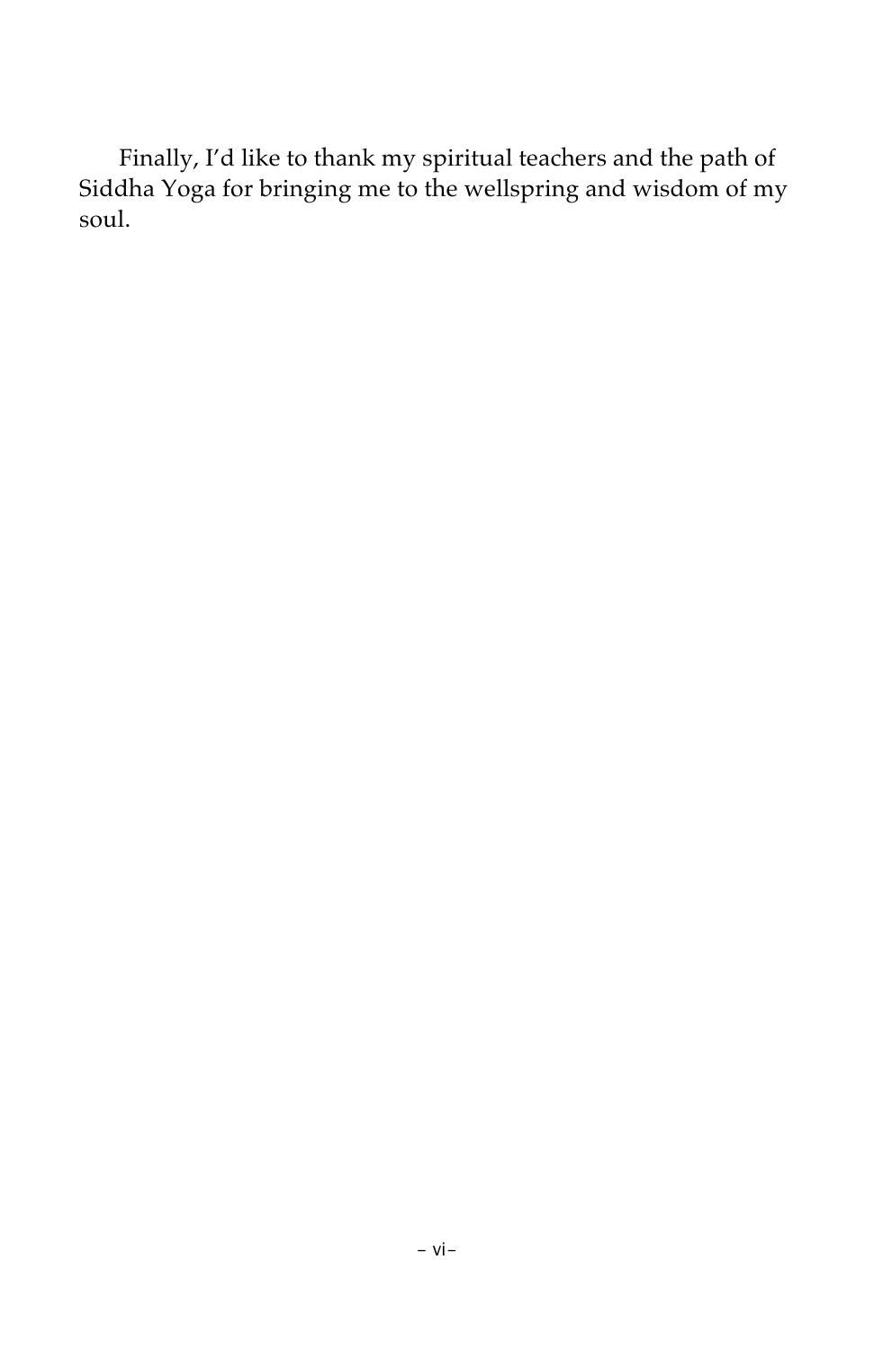Finally, I’d like to thank my spiritual teachers and the path of Siddha Yoga for bringing me to the wellspring and wisdom of my soul.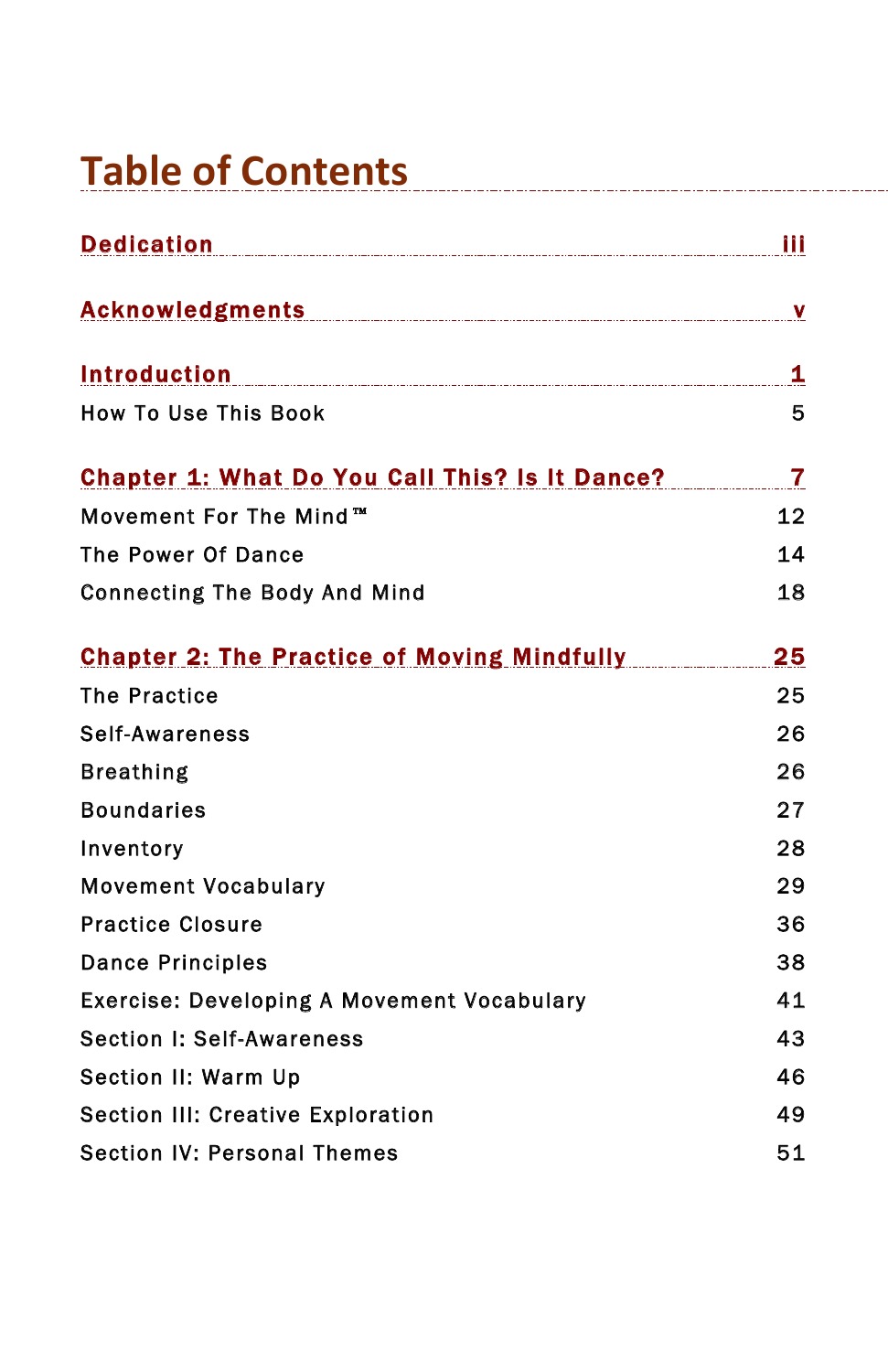# Table of Contents

**Dedication** iii

**Acknowledgments** v

**Introduction** 1

How To Use This Book 5

**Chapter 1: What Do You Call This? Is It Dance?** 7

Movement For The Mind™ 12

The Power Of Dance 14

Connecting The Body And Mind 18

**Chapter 2: The Practice of Moving Mindfully** 25

The Practice 25

Self-Awareness 26

Breathing 26

Boundaries 27

Inventory 28

Movement Vocabulary 29

Practice Closure 36

Dance Principles 38

Exercise: Developing A Movement Vocabulary 41

Section I: Self-Awareness 43

Section II: Warm Up 46

Section III: Creative Exploration 49

Section IV: Personal Themes 51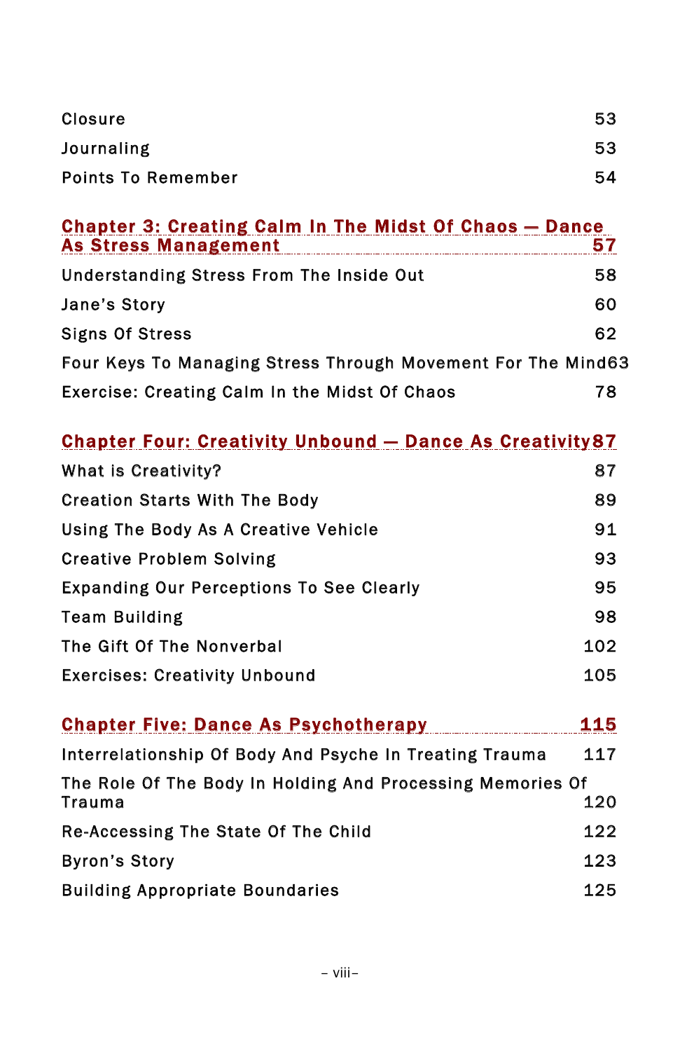Closure 53

Journaling 53

Points To Remember 54

**Chapter 3: Creating Calm In The Midst Of Chaos — Dance As Stress Management 57**

Understanding Stress From The Inside Out 58

Jane's Story 60

Signs Of Stress 62

Four Keys To Managing Stress Through Movement For The Mind 63

Exercise: Creating Calm In the Midst Of Chaos 78

**Chapter Four: Creativity Unbound — Dance As Creativity 87**

What is Creativity? 87

Creation Starts With The Body 89

Using The Body As A Creative Vehicle 91

Creative Problem Solving 93

Expanding Our Perceptions To See Clearly 95

Team Building 98

The Gift Of The Nonverbal 102

Exercises: Creativity Unbound 105

**Chapter Five: Dance As Psychotherapy 115**

Interrelationship Of Body And Psyche In Treating Trauma 117

The Role Of The Body In Holding And Processing Memories Of Trauma 120

Re-Accessing The State Of The Child 122

Byron's Story 123

Building Appropriate Boundaries 125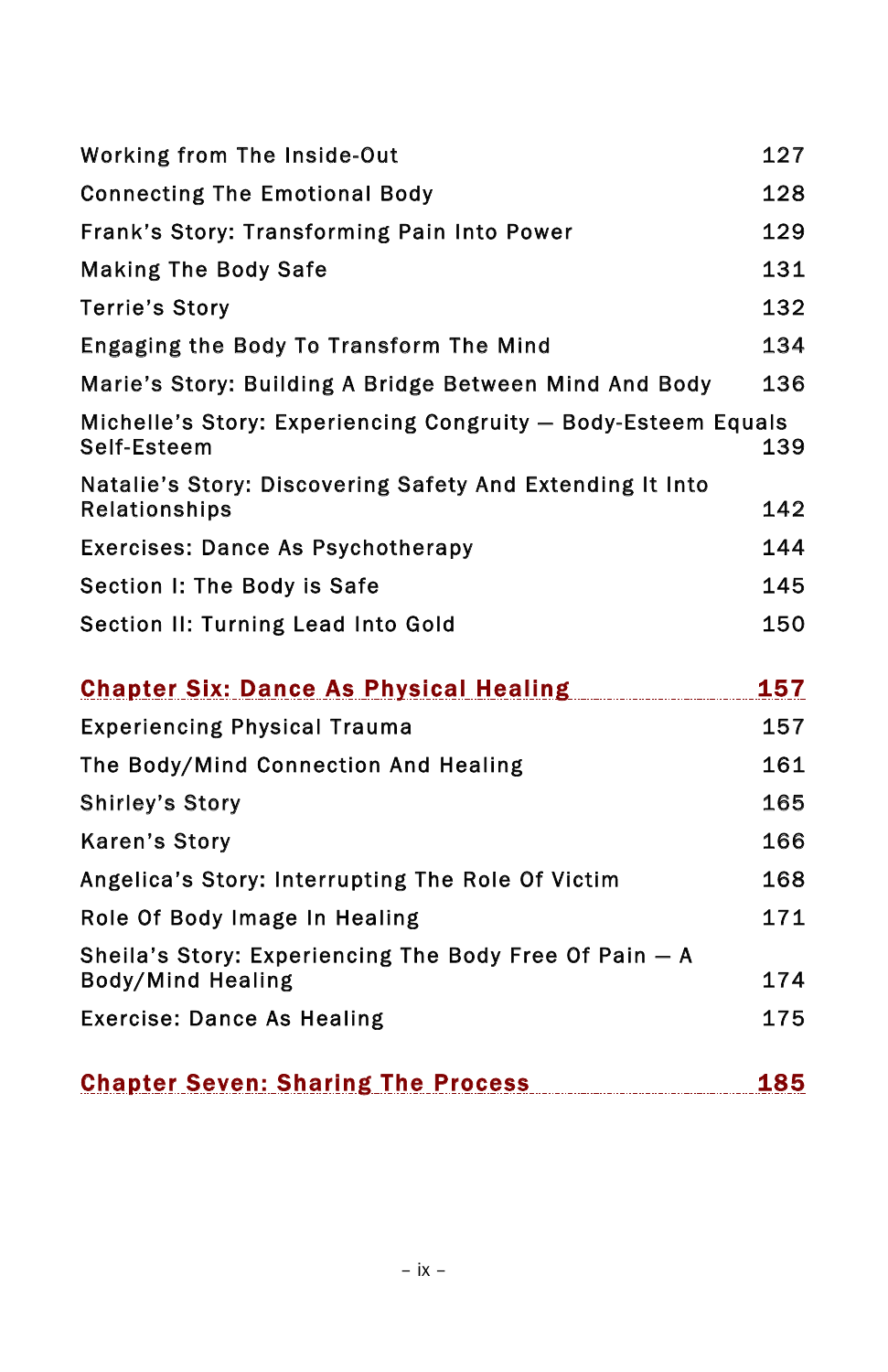Working from The Inside-Out 127

Connecting The Emotional Body 128

Frank's Story: Transforming Pain Into Power 129

Making The Body Safe 131

Terrie's Story 132

Engaging the Body To Transform The Mind 134

Marie's Story: Building A Bridge Between Mind And Body 136

Michelle's Story: Experiencing Congruity — Body-Esteem Equals Self-Esteem 139

Natalie's Story: Discovering Safety And Extending It Into Relationships 142

Exercises: Dance As Psychotherapy 144

Section I: The Body is Safe 145

Section II: Turning Lead Into Gold 150

## Chapter Six: Dance As Physical Healing 157

Experiencing Physical Trauma 157

The Body/Mind Connection And Healing 161

Shirley's Story 165

Karen's Story 166

Angelica's Story: Interrupting The Role Of Victim 168

Role Of Body Image In Healing 171

Sheila's Story: Experiencing The Body Free Of Pain — A Body/Mind Healing 174

Exercise: Dance As Healing 175

## Chapter Seven: Sharing The Process 185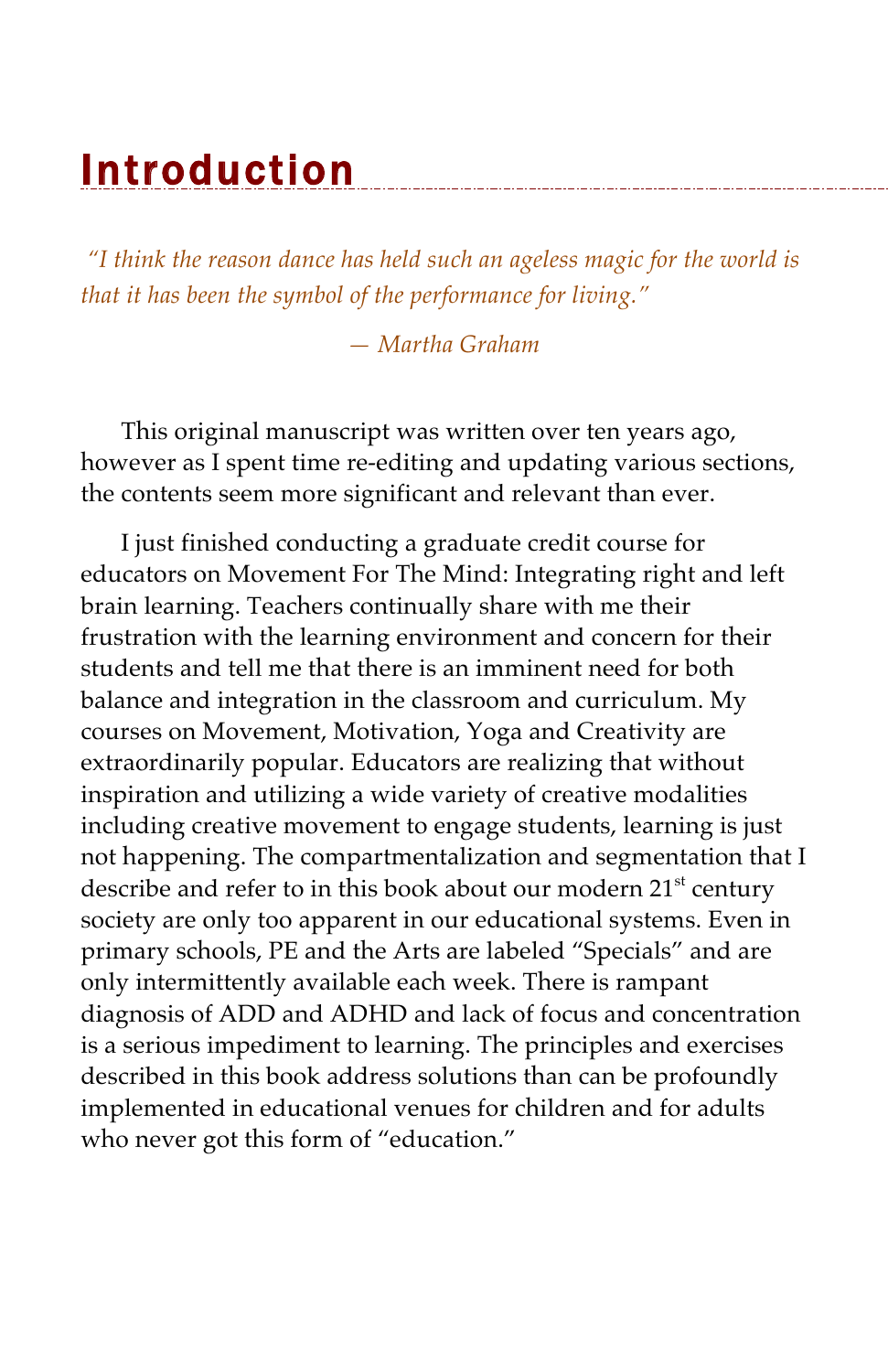# Introduction

*"I think the reason dance has held such an ageless magic for the world is that it has been the symbol of the performance for living."*

*— Martha Graham*

This original manuscript was written over ten years ago, however as I spent time re-editing and updating various sections, the contents seem more significant and relevant than ever.

I just finished conducting a graduate credit course for educators on Movement For The Mind: Integrating right and left brain learning. Teachers continually share with me their frustration with the learning environment and concern for their students and tell me that there is an imminent need for both balance and integration in the classroom and curriculum. My courses on Movement, Motivation, Yoga and Creativity are extraordinarily popular. Educators are realizing that without inspiration and utilizing a wide variety of creative modalities including creative movement to engage students, learning is just not happening. The compartmentalization and segmentation that I describe and refer to in this book about our modern 21st century society are only too apparent in our educational systems. Even in primary schools, PE and the Arts are labeled "Specials" and are only intermittently available each week. There is rampant diagnosis of ADD and ADHD and lack of focus and concentration is a serious impediment to learning. The principles and exercises described in this book address solutions than can be profoundly implemented in educational venues for children and for adults who never got this form of "education."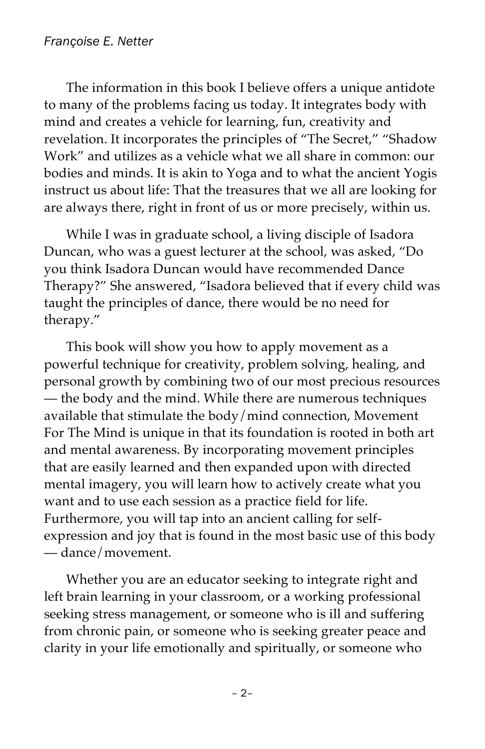The information in this book I believe offers a unique antidote to many of the problems facing us today. It integrates body with mind and creates a vehicle for learning, fun, creativity and revelation. It incorporates the principles of "The Secret," "Shadow Work" and utilizes as a vehicle what we all share in common: our bodies and minds. It is akin to Yoga and to what the ancient Yogis instruct us about life: That the treasures that we all are looking for are always there, right in front of us or more precisely, within us.

While I was in graduate school, a living disciple of Isadora Duncan, who was a guest lecturer at the school, was asked, "Do you think Isadora Duncan would have recommended Dance Therapy?" She answered, "Isadora believed that if every child was taught the principles of dance, there would be no need for therapy."

This book will show you how to apply movement as a powerful technique for creativity, problem solving, healing, and personal growth by combining two of our most precious resources — the body and the mind. While there are numerous techniques available that stimulate the body/mind connection, Movement For The Mind is unique in that its foundation is rooted in both art and mental awareness. By incorporating movement principles that are easily learned and then expanded upon with directed mental imagery, you will learn how to actively create what you want and to use each session as a practice field for life. Furthermore, you will tap into an ancient calling for self-expression and joy that is found in the most basic use of this body — dance/movement.

Whether you are an educator seeking to integrate right and left brain learning in your classroom, or a working professional seeking stress management, or someone who is ill and suffering from chronic pain, or someone who is seeking greater peace and clarity in your life emotionally and spiritually, or someone who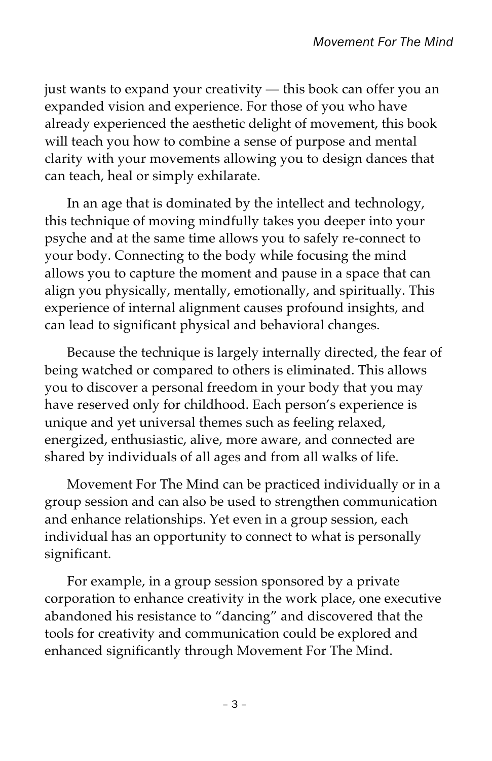just wants to expand your creativity — this book can offer you an expanded vision and experience. For those of you who have already experienced the aesthetic delight of movement, this book will teach you how to combine a sense of purpose and mental clarity with your movements allowing you to design dances that can teach, heal or simply exhilarate.

In an age that is dominated by the intellect and technology, this technique of moving mindfully takes you deeper into your psyche and at the same time allows you to safely re-connect to your body. Connecting to the body while focusing the mind allows you to capture the moment and pause in a space that can align you physically, mentally, emotionally, and spiritually. This experience of internal alignment causes profound insights, and can lead to significant physical and behavioral changes.

Because the technique is largely internally directed, the fear of being watched or compared to others is eliminated. This allows you to discover a personal freedom in your body that you may have reserved only for childhood. Each person's experience is unique and yet universal themes such as feeling relaxed, energized, enthusiastic, alive, more aware, and connected are shared by individuals of all ages and from all walks of life.

Movement For The Mind can be practiced individually or in a group session and can also be used to strengthen communication and enhance relationships. Yet even in a group session, each individual has an opportunity to connect to what is personally significant.

For example, in a group session sponsored by a private corporation to enhance creativity in the work place, one executive abandoned his resistance to "dancing" and discovered that the tools for creativity and communication could be explored and enhanced significantly through Movement For The Mind.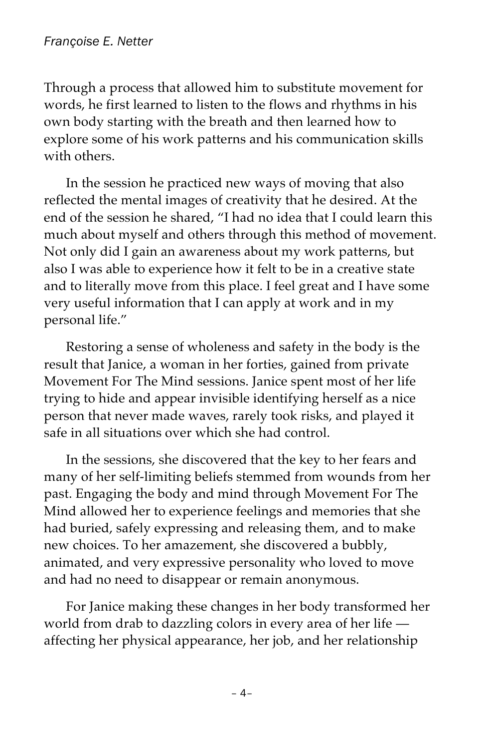Through a process that allowed him to substitute movement for words, he first learned to listen to the flows and rhythms in his own body starting with the breath and then learned how to explore some of his work patterns and his communication skills with others.

In the session he practiced new ways of moving that also reflected the mental images of creativity that he desired. At the end of the session he shared, "I had no idea that I could learn this much about myself and others through this method of movement. Not only did I gain an awareness about my work patterns, but also I was able to experience how it felt to be in a creative state and to literally move from this place. I feel great and I have some very useful information that I can apply at work and in my personal life."

Restoring a sense of wholeness and safety in the body is the result that Janice, a woman in her forties, gained from private Movement For The Mind sessions. Janice spent most of her life trying to hide and appear invisible identifying herself as a nice person that never made waves, rarely took risks, and played it safe in all situations over which she had control.

In the sessions, she discovered that the key to her fears and many of her self-limiting beliefs stemmed from wounds from her past. Engaging the body and mind through Movement For The Mind allowed her to experience feelings and memories that she had buried, safely expressing and releasing them, and to make new choices. To her amazement, she discovered a bubbly, animated, and very expressive personality who loved to move and had no need to disappear or remain anonymous.

For Janice making these changes in her body transformed her world from drab to dazzling colors in every area of her life — affecting her physical appearance, her job, and her relationship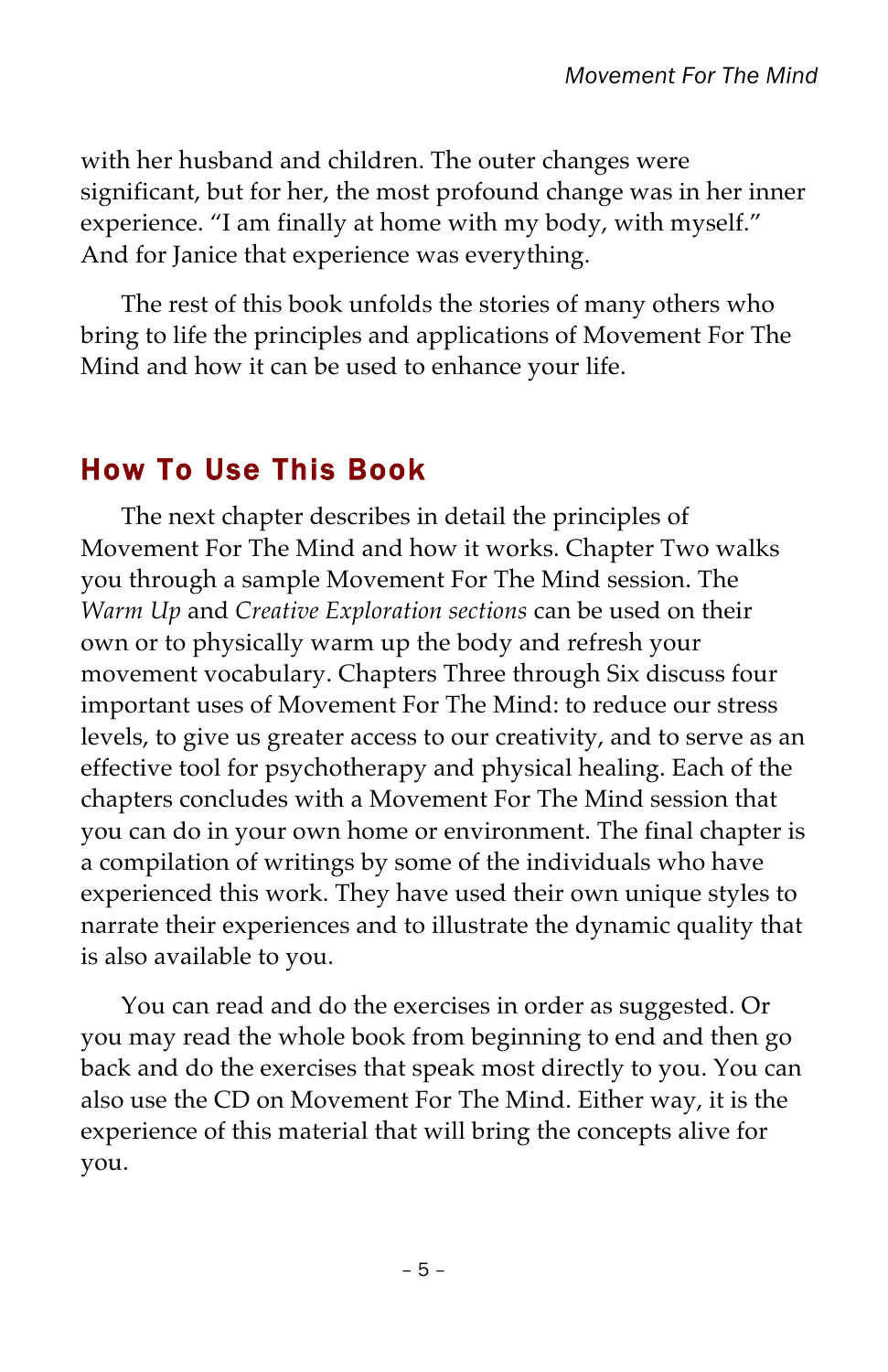with her husband and children. The outer changes were significant, but for her, the most profound change was in her inner experience. "I am finally at home with my body, with myself." And for Janice that experience was everything.

The rest of this book unfolds the stories of many others who bring to life the principles and applications of Movement For The Mind and how it can be used to enhance your life.

## How To Use This Book

The next chapter describes in detail the principles of Movement For The Mind and how it works. Chapter Two walks you through a sample Movement For The Mind session. The *Warm Up* and *Creative Exploration sections* can be used on their own or to physically warm up the body and refresh your movement vocabulary. Chapters Three through Six discuss four important uses of Movement For The Mind: to reduce our stress levels, to give us greater access to our creativity, and to serve as an effective tool for psychotherapy and physical healing. Each of the chapters concludes with a Movement For The Mind session that you can do in your own home or environment. The final chapter is a compilation of writings by some of the individuals who have experienced this work. They have used their own unique styles to narrate their experiences and to illustrate the dynamic quality that is also available to you.

You can read and do the exercises in order as suggested. Or you may read the whole book from beginning to end and then go back and do the exercises that speak most directly to you. You can also use the CD on Movement For The Mind. Either way, it is the experience of this material that will bring the concepts alive for you.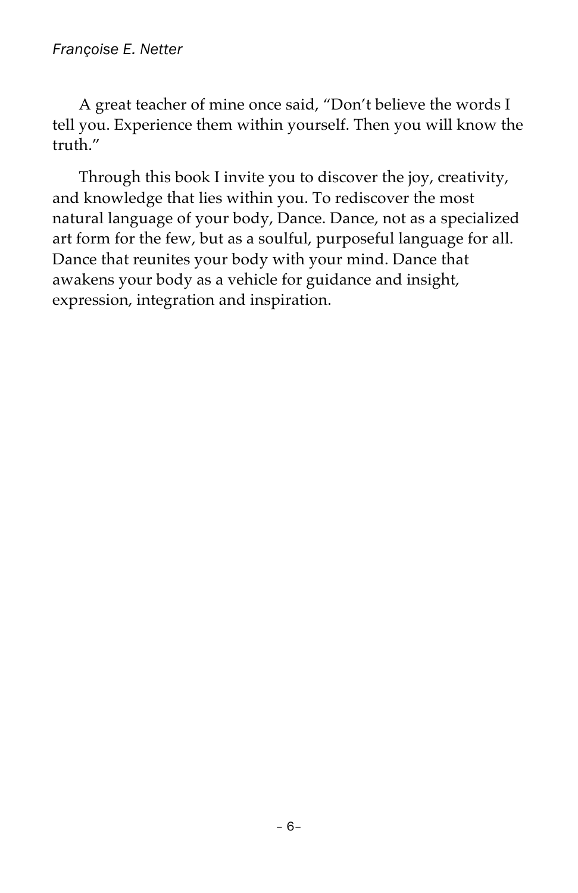A great teacher of mine once said, “Don’t believe the words I tell you. Experience them within yourself. Then you will know the truth.”

Through this book I invite you to discover the joy, creativity, and knowledge that lies within you. To rediscover the most natural language of your body, Dance. Dance, not as a specialized art form for the few, but as a soulful, purposeful language for all. Dance that reunites your body with your mind. Dance that awakens your body as a vehicle for guidance and insight, expression, integration and inspiration.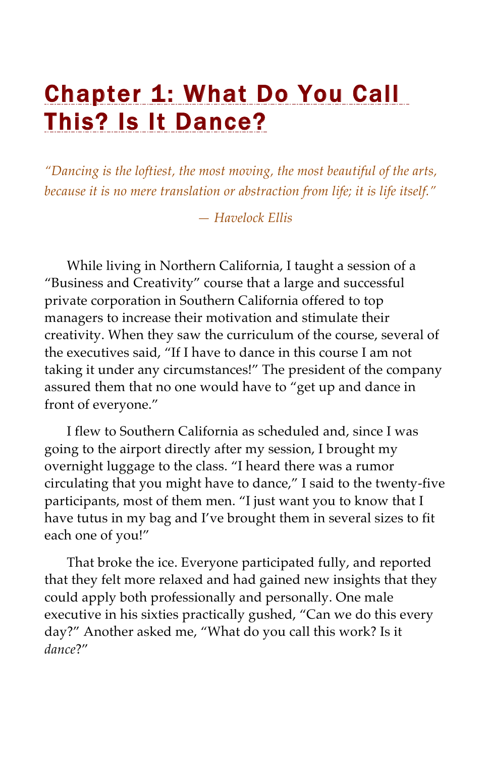# Chapter 1: What Do You Call This? Is It Dance?

*"Dancing is the loftiest, the most moving, the most beautiful of the arts, because it is no mere translation or abstraction from life; it is life itself."*

*— Havelock Ellis*

While living in Northern California, I taught a session of a "Business and Creativity" course that a large and successful private corporation in Southern California offered to top managers to increase their motivation and stimulate their creativity. When they saw the curriculum of the course, several of the executives said, "If I have to dance in this course I am not taking it under any circumstances!" The president of the company assured them that no one would have to "get up and dance in front of everyone."

I flew to Southern California as scheduled and, since I was going to the airport directly after my session, I brought my overnight luggage to the class. "I heard there was a rumor circulating that you might have to dance," I said to the twenty-five participants, most of them men. "I just want you to know that I have tutus in my bag and I've brought them in several sizes to fit each one of you!"

That broke the ice. Everyone participated fully, and reported that they felt more relaxed and had gained new insights that they could apply both professionally and personally. One male executive in his sixties practically gushed, "Can we do this every day?" Another asked me, "What do you call this work? Is it *dance*?"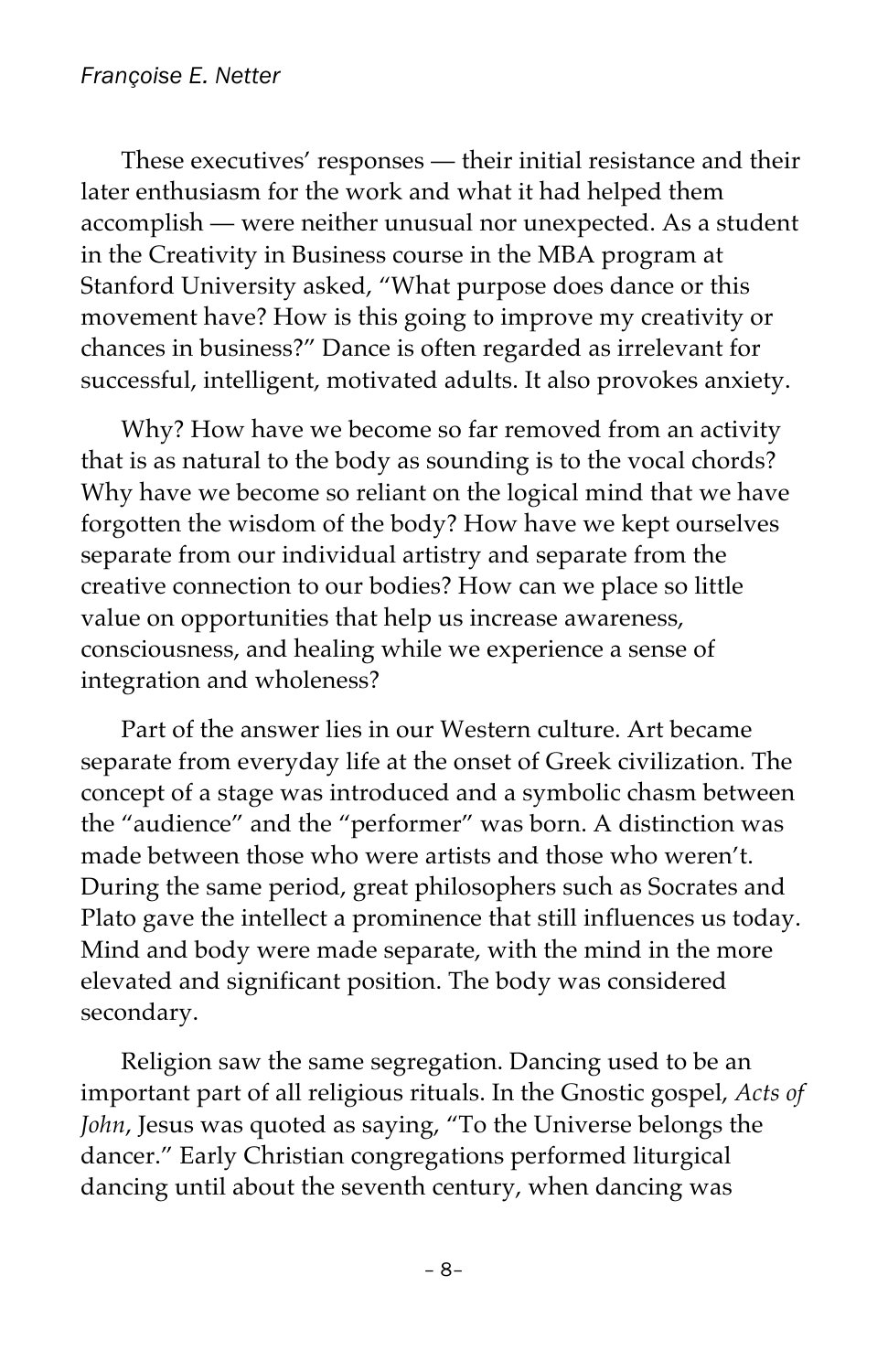These executives' responses — their initial resistance and their later enthusiasm for the work and what it had helped them accomplish — were neither unusual nor unexpected. As a student in the Creativity in Business course in the MBA program at Stanford University asked, "What purpose does dance or this movement have? How is this going to improve my creativity or chances in business?" Dance is often regarded as irrelevant for successful, intelligent, motivated adults. It also provokes anxiety.

Why? How have we become so far removed from an activity that is as natural to the body as sounding is to the vocal chords? Why have we become so reliant on the logical mind that we have forgotten the wisdom of the body? How have we kept ourselves separate from our individual artistry and separate from the creative connection to our bodies? How can we place so little value on opportunities that help us increase awareness, consciousness, and healing while we experience a sense of integration and wholeness?

Part of the answer lies in our Western culture. Art became separate from everyday life at the onset of Greek civilization. The concept of a stage was introduced and a symbolic chasm between the "audience" and the "performer" was born. A distinction was made between those who were artists and those who weren't. During the same period, great philosophers such as Socrates and Plato gave the intellect a prominence that still influences us today. Mind and body were made separate, with the mind in the more elevated and significant position. The body was considered secondary.

Religion saw the same segregation. Dancing used to be an important part of all religious rituals. In the Gnostic gospel, *Acts of John*, Jesus was quoted as saying, "To the Universe belongs the dancer." Early Christian congregations performed liturgical dancing until about the seventh century, when dancing was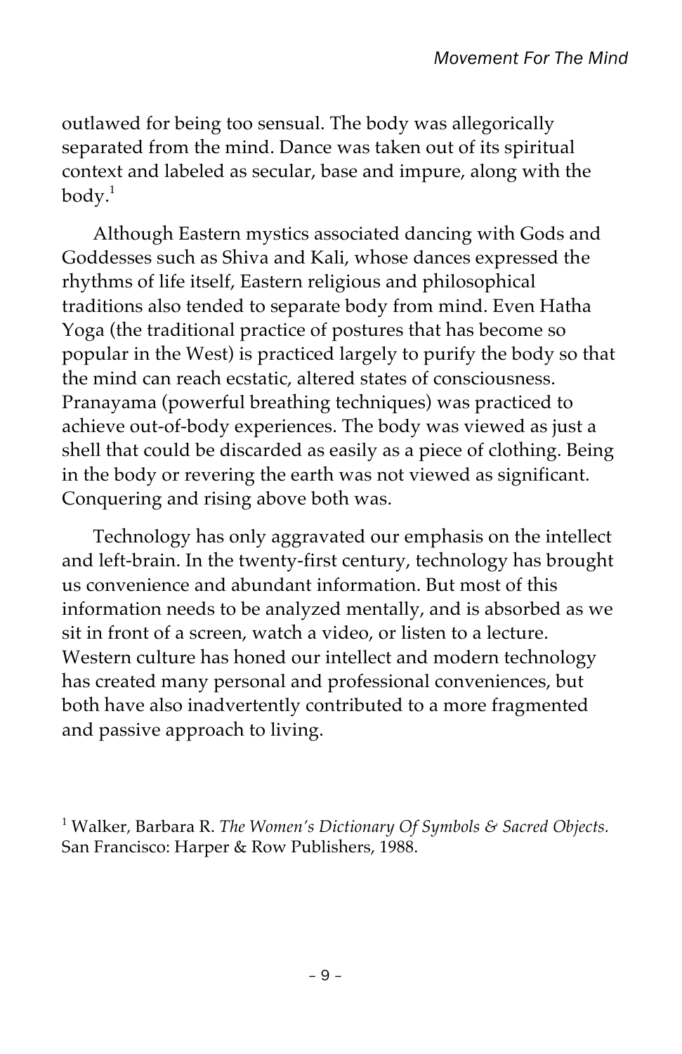outlawed for being too sensual. The body was allegorically separated from the mind. Dance was taken out of its spiritual context and labeled as secular, base and impure, along with the body.[1]

Although Eastern mystics associated dancing with Gods and Goddesses such as Shiva and Kali, whose dances expressed the rhythms of life itself, Eastern religious and philosophical traditions also tended to separate body from mind. Even Hatha Yoga (the traditional practice of postures that has become so popular in the West) is practiced largely to purify the body so that the mind can reach ecstatic, altered states of consciousness. Pranayama (powerful breathing techniques) was practiced to achieve out-of-body experiences. The body was viewed as just a shell that could be discarded as easily as a piece of clothing. Being in the body or revering the earth was not viewed as significant. Conquering and rising above both was.

Technology has only aggravated our emphasis on the intellect and left-brain. In the twenty-first century, technology has brought us convenience and abundant information. But most of this information needs to be analyzed mentally, and is absorbed as we sit in front of a screen, watch a video, or listen to a lecture. Western culture has honed our intellect and modern technology has created many personal and professional conveniences, but both have also inadvertently contributed to a more fragmented and passive approach to living.

[1] Walker, Barbara R. *The Women's Dictionary Of Symbols & Sacred Objects.* San Francisco: Harper & Row Publishers, 1988.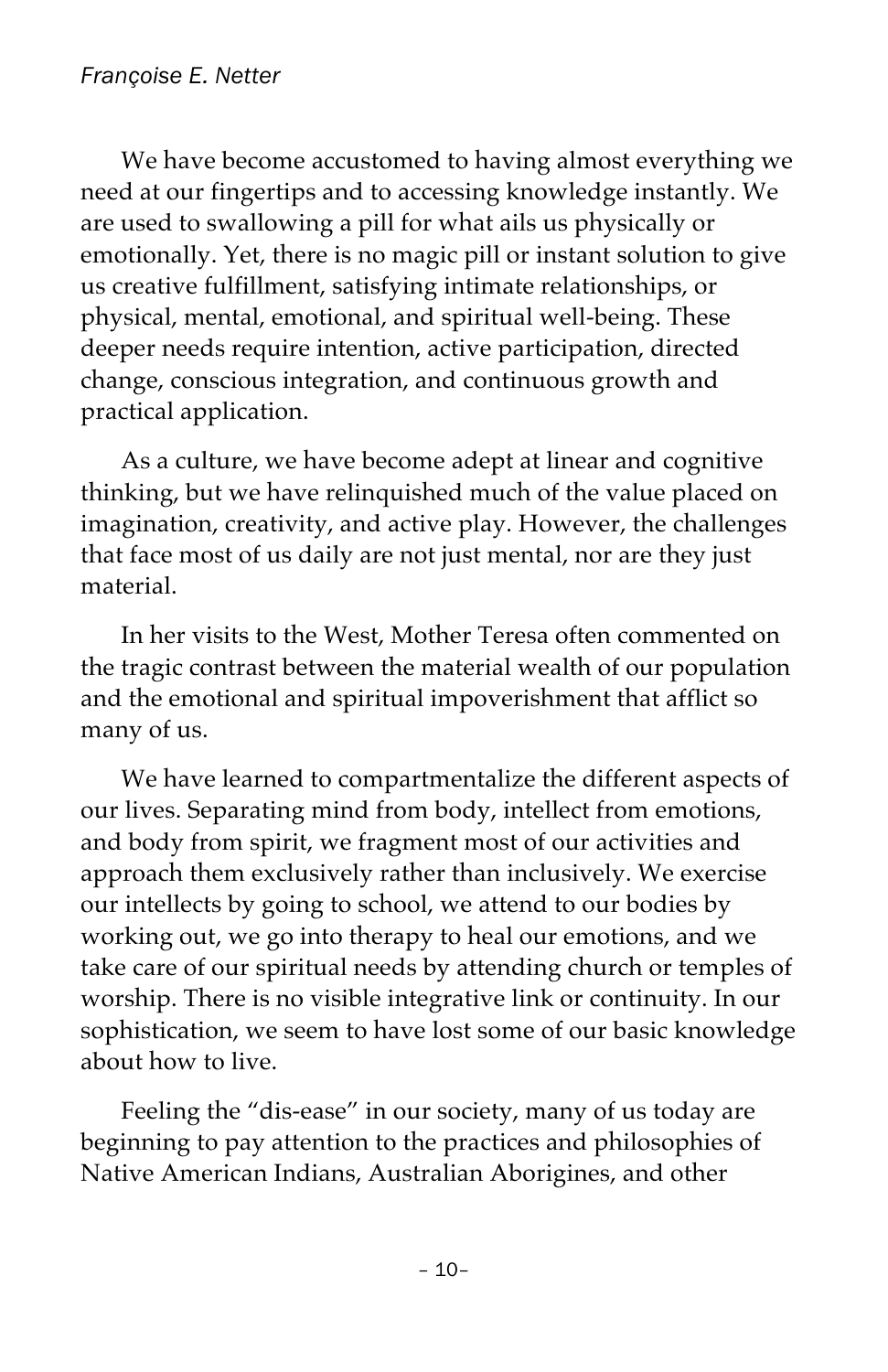We have become accustomed to having almost everything we need at our fingertips and to accessing knowledge instantly. We are used to swallowing a pill for what ails us physically or emotionally. Yet, there is no magic pill or instant solution to give us creative fulfillment, satisfying intimate relationships, or physical, mental, emotional, and spiritual well-being. These deeper needs require intention, active participation, directed change, conscious integration, and continuous growth and practical application.

As a culture, we have become adept at linear and cognitive thinking, but we have relinquished much of the value placed on imagination, creativity, and active play. However, the challenges that face most of us daily are not just mental, nor are they just material.

In her visits to the West, Mother Teresa often commented on the tragic contrast between the material wealth of our population and the emotional and spiritual impoverishment that afflict so many of us.

We have learned to compartmentalize the different aspects of our lives. Separating mind from body, intellect from emotions, and body from spirit, we fragment most of our activities and approach them exclusively rather than inclusively. We exercise our intellects by going to school, we attend to our bodies by working out, we go into therapy to heal our emotions, and we take care of our spiritual needs by attending church or temples of worship. There is no visible integrative link or continuity. In our sophistication, we seem to have lost some of our basic knowledge about how to live.

Feeling the "dis-ease" in our society, many of us today are beginning to pay attention to the practices and philosophies of Native American Indians, Australian Aborigines, and other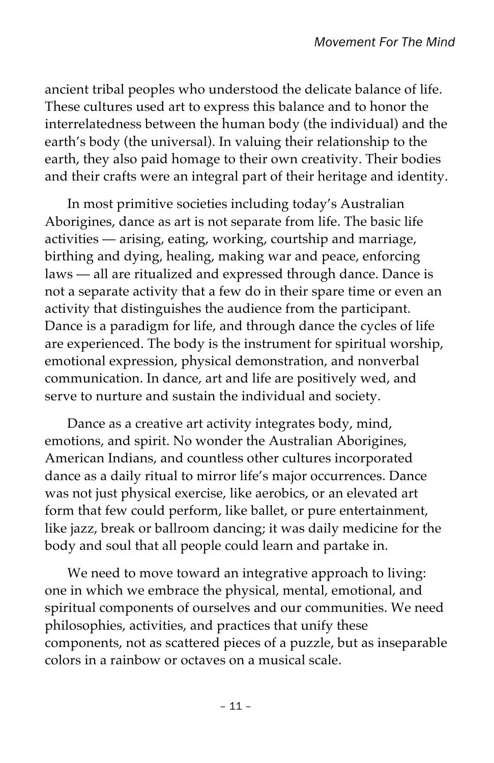ancient tribal peoples who understood the delicate balance of life. These cultures used art to express this balance and to honor the interrelatedness between the human body (the individual) and the earth's body (the universal). In valuing their relationship to the earth, they also paid homage to their own creativity. Their bodies and their crafts were an integral part of their heritage and identity.

In most primitive societies including today's Australian Aborigines, dance as art is not separate from life. The basic life activities — arising, eating, working, courtship and marriage, birthing and dying, healing, making war and peace, enforcing laws — all are ritualized and expressed through dance. Dance is not a separate activity that a few do in their spare time or even an activity that distinguishes the audience from the participant. Dance is a paradigm for life, and through dance the cycles of life are experienced. The body is the instrument for spiritual worship, emotional expression, physical demonstration, and nonverbal communication. In dance, art and life are positively wed, and serve to nurture and sustain the individual and society.

Dance as a creative art activity integrates body, mind, emotions, and spirit. No wonder the Australian Aborigines, American Indians, and countless other cultures incorporated dance as a daily ritual to mirror life's major occurrences. Dance was not just physical exercise, like aerobics, or an elevated art form that few could perform, like ballet, or pure entertainment, like jazz, break or ballroom dancing; it was daily medicine for the body and soul that all people could learn and partake in.

We need to move toward an integrative approach to living: one in which we embrace the physical, mental, emotional, and spiritual components of ourselves and our communities. We need philosophies, activities, and practices that unify these components, not as scattered pieces of a puzzle, but as inseparable colors in a rainbow or octaves on a musical scale.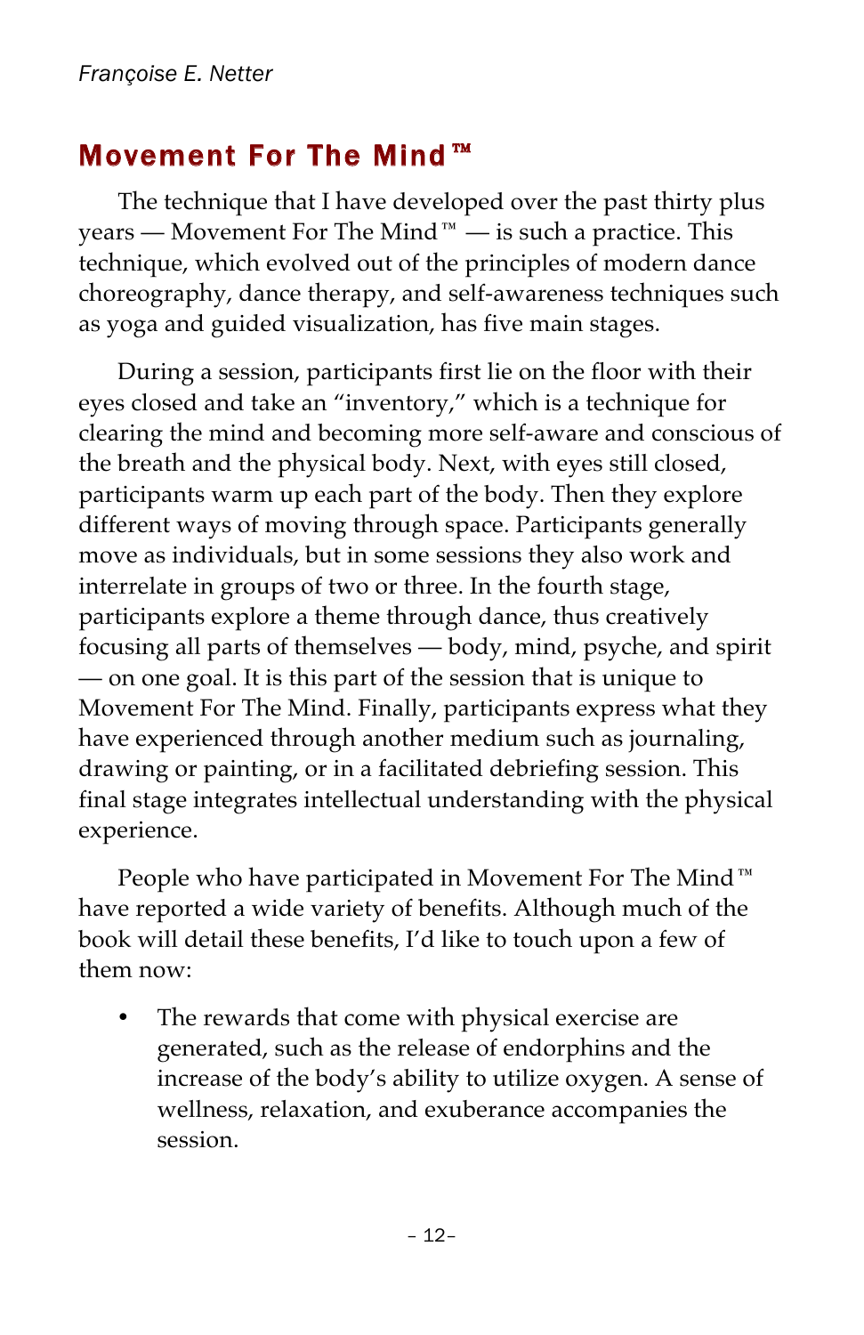## Movement For The Mind™

The technique that I have developed over the past thirty plus years — Movement For The Mind™ — is such a practice. This technique, which evolved out of the principles of modern dance choreography, dance therapy, and self-awareness techniques such as yoga and guided visualization, has five main stages.

During a session, participants first lie on the floor with their eyes closed and take an "inventory," which is a technique for clearing the mind and becoming more self-aware and conscious of the breath and the physical body. Next, with eyes still closed, participants warm up each part of the body. Then they explore different ways of moving through space. Participants generally move as individuals, but in some sessions they also work and interrelate in groups of two or three. In the fourth stage, participants explore a theme through dance, thus creatively focusing all parts of themselves — body, mind, psyche, and spirit — on one goal. It is this part of the session that is unique to Movement For The Mind. Finally, participants express what they have experienced through another medium such as journaling, drawing or painting, or in a facilitated debriefing session. This final stage integrates intellectual understanding with the physical experience.

People who have participated in Movement For The Mind™ have reported a wide variety of benefits. Although much of the book will detail these benefits, I'd like to touch upon a few of them now:

- The rewards that come with physical exercise are generated, such as the release of endorphins and the increase of the body's ability to utilize oxygen. A sense of wellness, relaxation, and exuberance accompanies the session.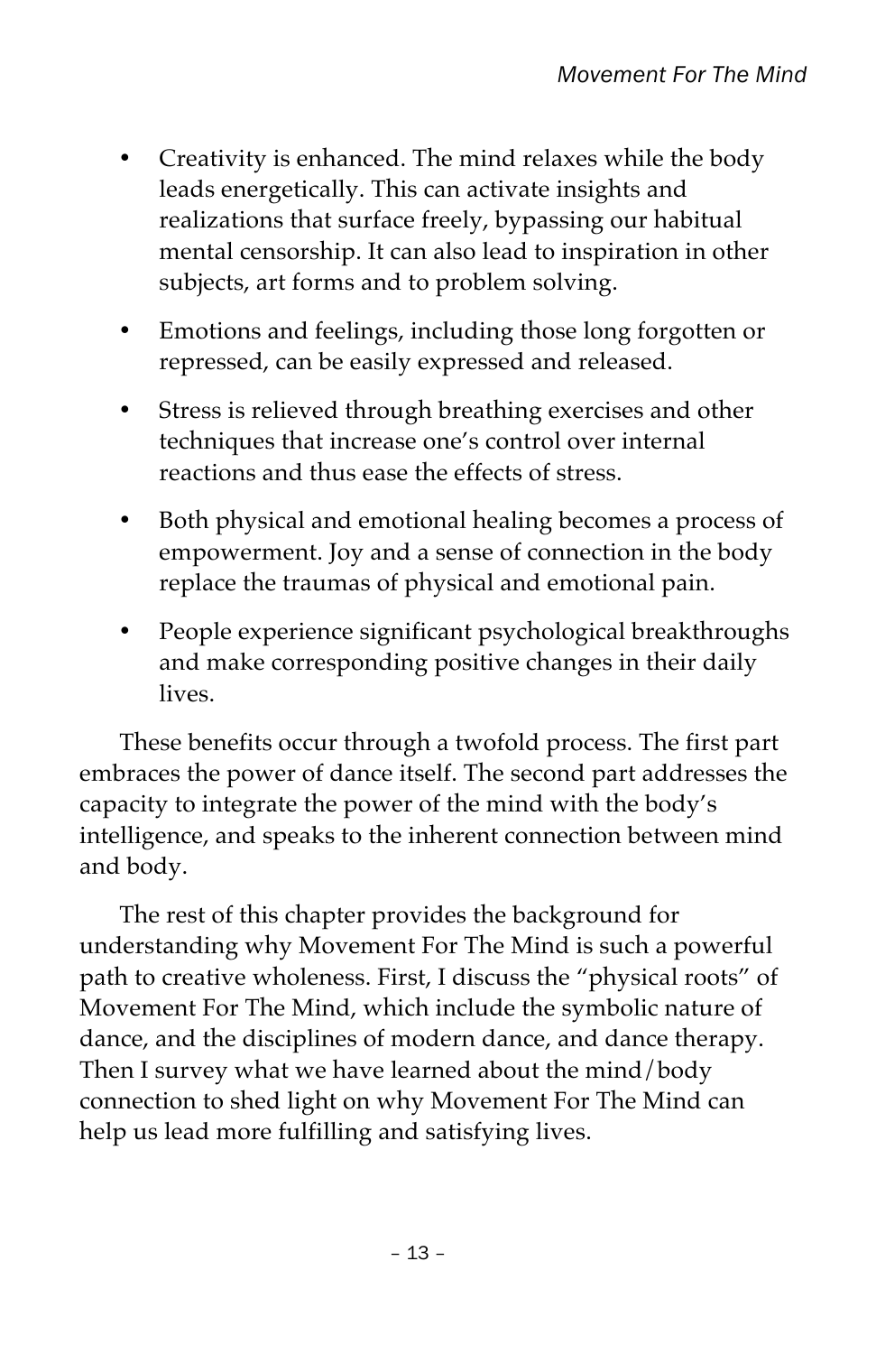- Creativity is enhanced. The mind relaxes while the body leads energetically. This can activate insights and realizations that surface freely, bypassing our habitual mental censorship. It can also lead to inspiration in other subjects, art forms and to problem solving.
- Emotions and feelings, including those long forgotten or repressed, can be easily expressed and released.
- Stress is relieved through breathing exercises and other techniques that increase one's control over internal reactions and thus ease the effects of stress.
- Both physical and emotional healing becomes a process of empowerment. Joy and a sense of connection in the body replace the traumas of physical and emotional pain.
- People experience significant psychological breakthroughs and make corresponding positive changes in their daily lives.

These benefits occur through a twofold process. The first part embraces the power of dance itself. The second part addresses the capacity to integrate the power of the mind with the body's intelligence, and speaks to the inherent connection between mind and body.

The rest of this chapter provides the background for understanding why Movement For The Mind is such a powerful path to creative wholeness. First, I discuss the "physical roots" of Movement For The Mind, which include the symbolic nature of dance, and the disciplines of modern dance, and dance therapy. Then I survey what we have learned about the mind/body connection to shed light on why Movement For The Mind can help us lead more fulfilling and satisfying lives.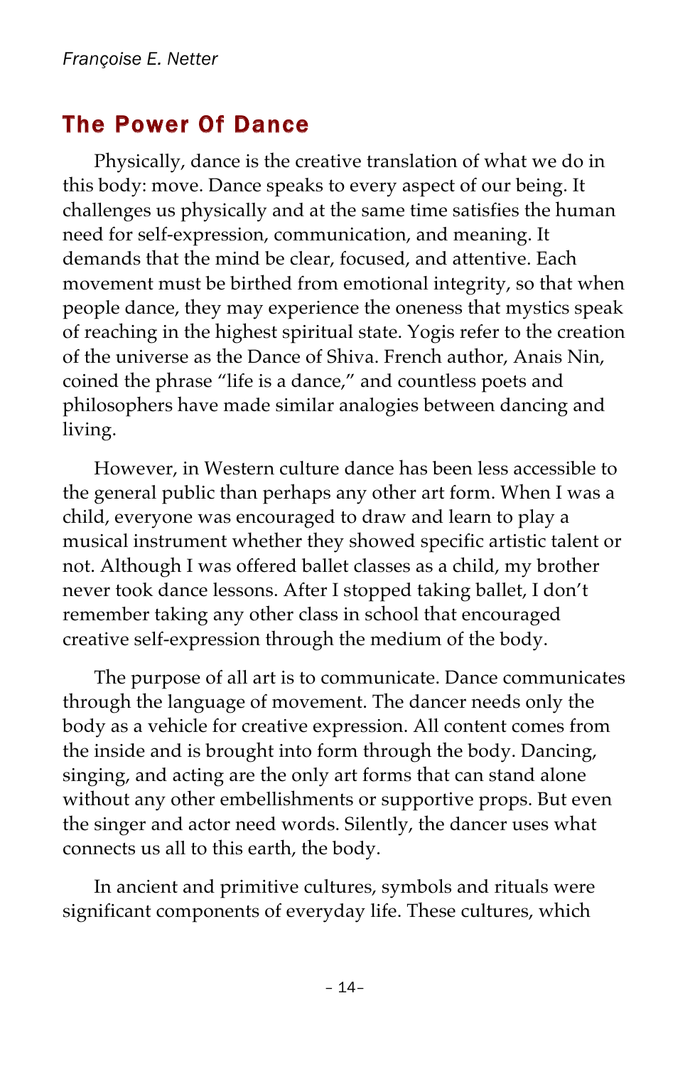## The Power Of Dance

Physically, dance is the creative translation of what we do in this body: move. Dance speaks to every aspect of our being. It challenges us physically and at the same time satisfies the human need for self-expression, communication, and meaning. It demands that the mind be clear, focused, and attentive. Each movement must be birthed from emotional integrity, so that when people dance, they may experience the oneness that mystics speak of reaching in the highest spiritual state. Yogis refer to the creation of the universe as the Dance of Shiva. French author, Anais Nin, coined the phrase "life is a dance," and countless poets and philosophers have made similar analogies between dancing and living.

However, in Western culture dance has been less accessible to the general public than perhaps any other art form. When I was a child, everyone was encouraged to draw and learn to play a musical instrument whether they showed specific artistic talent or not. Although I was offered ballet classes as a child, my brother never took dance lessons. After I stopped taking ballet, I don't remember taking any other class in school that encouraged creative self-expression through the medium of the body.

The purpose of all art is to communicate. Dance communicates through the language of movement. The dancer needs only the body as a vehicle for creative expression. All content comes from the inside and is brought into form through the body. Dancing, singing, and acting are the only art forms that can stand alone without any other embellishments or supportive props. But even the singer and actor need words. Silently, the dancer uses what connects us all to this earth, the body.

In ancient and primitive cultures, symbols and rituals were significant components of everyday life. These cultures, which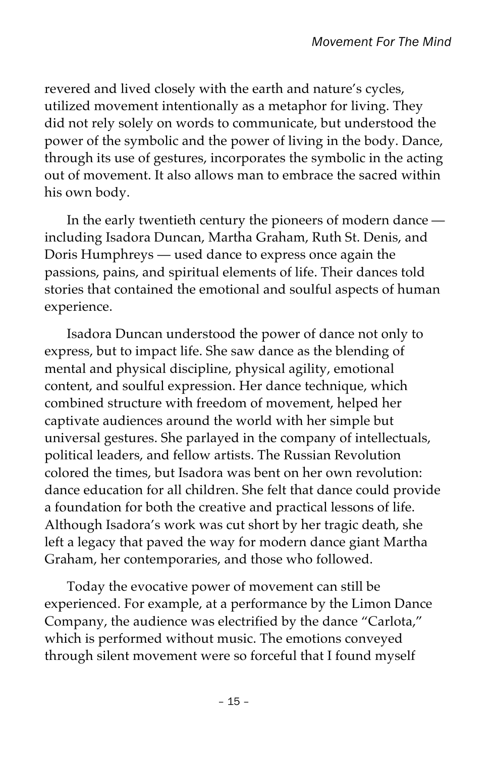revered and lived closely with the earth and nature's cycles, utilized movement intentionally as a metaphor for living. They did not rely solely on words to communicate, but understood the power of the symbolic and the power of living in the body. Dance, through its use of gestures, incorporates the symbolic in the acting out of movement. It also allows man to embrace the sacred within his own body.

In the early twentieth century the pioneers of modern dance — including Isadora Duncan, Martha Graham, Ruth St. Denis, and Doris Humphreys — used dance to express once again the passions, pains, and spiritual elements of life. Their dances told stories that contained the emotional and soulful aspects of human experience.

Isadora Duncan understood the power of dance not only to express, but to impact life. She saw dance as the blending of mental and physical discipline, physical agility, emotional content, and soulful expression. Her dance technique, which combined structure with freedom of movement, helped her captivate audiences around the world with her simple but universal gestures. She parlayed in the company of intellectuals, political leaders, and fellow artists. The Russian Revolution colored the times, but Isadora was bent on her own revolution: dance education for all children. She felt that dance could provide a foundation for both the creative and practical lessons of life. Although Isadora's work was cut short by her tragic death, she left a legacy that paved the way for modern dance giant Martha Graham, her contemporaries, and those who followed.

Today the evocative power of movement can still be experienced. For example, at a performance by the Limon Dance Company, the audience was electrified by the dance "Carlota," which is performed without music. The emotions conveyed through silent movement were so forceful that I found myself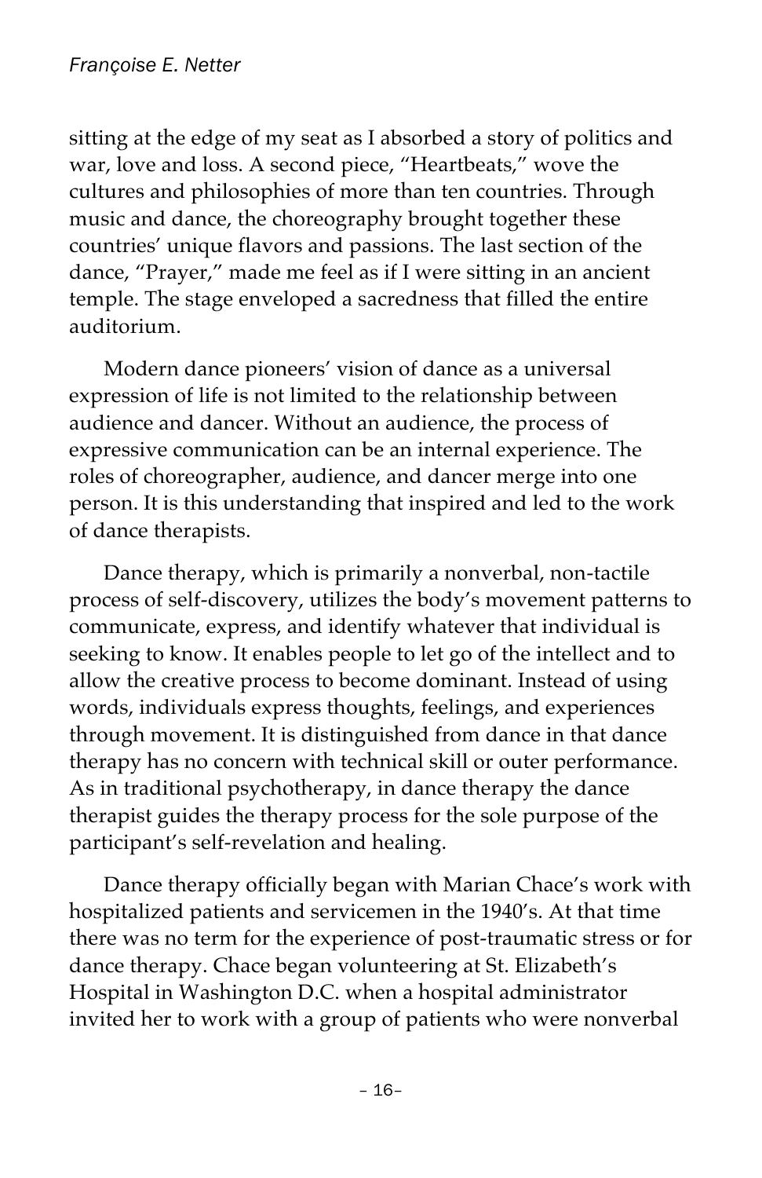sitting at the edge of my seat as I absorbed a story of politics and war, love and loss. A second piece, "Heartbeats," wove the cultures and philosophies of more than ten countries. Through music and dance, the choreography brought together these countries' unique flavors and passions. The last section of the dance, "Prayer," made me feel as if I were sitting in an ancient temple. The stage enveloped a sacredness that filled the entire auditorium.

Modern dance pioneers' vision of dance as a universal expression of life is not limited to the relationship between audience and dancer. Without an audience, the process of expressive communication can be an internal experience. The roles of choreographer, audience, and dancer merge into one person. It is this understanding that inspired and led to the work of dance therapists.

Dance therapy, which is primarily a nonverbal, non-tactile process of self-discovery, utilizes the body's movement patterns to communicate, express, and identify whatever that individual is seeking to know. It enables people to let go of the intellect and to allow the creative process to become dominant. Instead of using words, individuals express thoughts, feelings, and experiences through movement. It is distinguished from dance in that dance therapy has no concern with technical skill or outer performance. As in traditional psychotherapy, in dance therapy the dance therapist guides the therapy process for the sole purpose of the participant's self-revelation and healing.

Dance therapy officially began with Marian Chace's work with hospitalized patients and servicemen in the 1940's. At that time there was no term for the experience of post-traumatic stress or for dance therapy. Chace began volunteering at St. Elizabeth's Hospital in Washington D.C. when a hospital administrator invited her to work with a group of patients who were nonverbal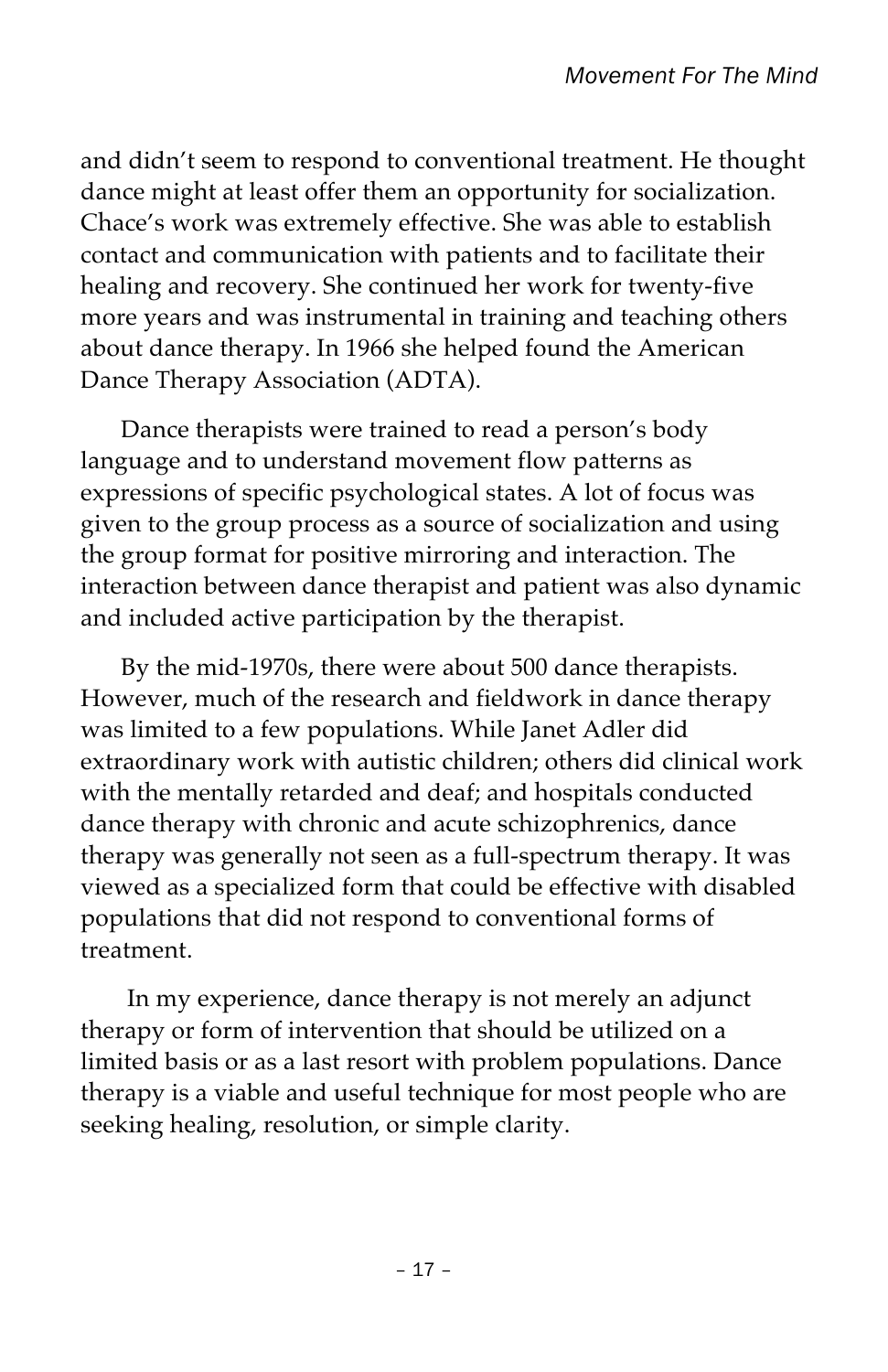and didn't seem to respond to conventional treatment. He thought dance might at least offer them an opportunity for socialization. Chace's work was extremely effective. She was able to establish contact and communication with patients and to facilitate their healing and recovery. She continued her work for twenty-five more years and was instrumental in training and teaching others about dance therapy. In 1966 she helped found the American Dance Therapy Association (ADTA).

Dance therapists were trained to read a person's body language and to understand movement flow patterns as expressions of specific psychological states. A lot of focus was given to the group process as a source of socialization and using the group format for positive mirroring and interaction. The interaction between dance therapist and patient was also dynamic and included active participation by the therapist.

By the mid-1970s, there were about 500 dance therapists. However, much of the research and fieldwork in dance therapy was limited to a few populations. While Janet Adler did extraordinary work with autistic children; others did clinical work with the mentally retarded and deaf; and hospitals conducted dance therapy with chronic and acute schizophrenics, dance therapy was generally not seen as a full-spectrum therapy. It was viewed as a specialized form that could be effective with disabled populations that did not respond to conventional forms of treatment.

In my experience, dance therapy is not merely an adjunct therapy or form of intervention that should be utilized on a limited basis or as a last resort with problem populations. Dance therapy is a viable and useful technique for most people who are seeking healing, resolution, or simple clarity.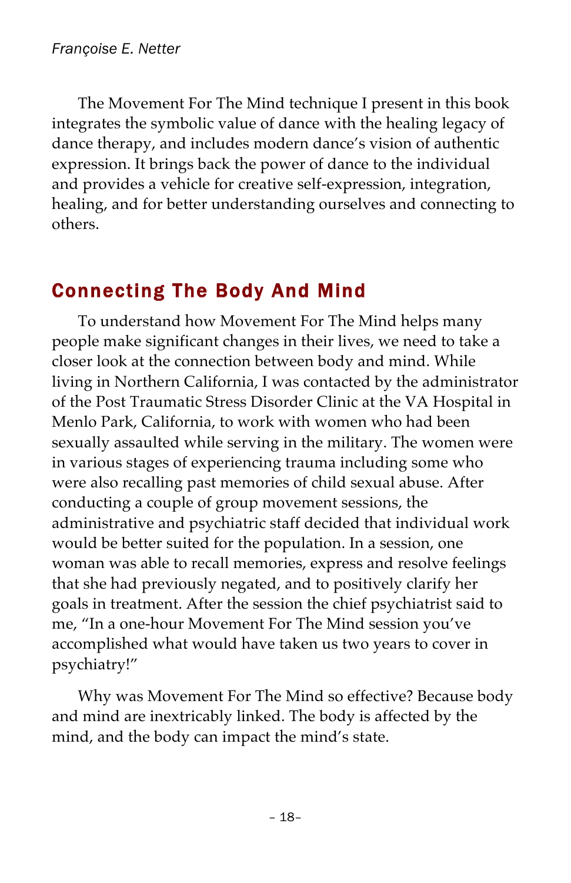The Movement For The Mind technique I present in this book integrates the symbolic value of dance with the healing legacy of dance therapy, and includes modern dance's vision of authentic expression. It brings back the power of dance to the individual and provides a vehicle for creative self-expression, integration, healing, and for better understanding ourselves and connecting to others.

## Connecting The Body And Mind

To understand how Movement For The Mind helps many people make significant changes in their lives, we need to take a closer look at the connection between body and mind. While living in Northern California, I was contacted by the administrator of the Post Traumatic Stress Disorder Clinic at the VA Hospital in Menlo Park, California, to work with women who had been sexually assaulted while serving in the military. The women were in various stages of experiencing trauma including some who were also recalling past memories of child sexual abuse. After conducting a couple of group movement sessions, the administrative and psychiatric staff decided that individual work would be better suited for the population. In a session, one woman was able to recall memories, express and resolve feelings that she had previously negated, and to positively clarify her goals in treatment. After the session the chief psychiatrist said to me, "In a one-hour Movement For The Mind session you've accomplished what would have taken us two years to cover in psychiatry!"

Why was Movement For The Mind so effective? Because body and mind are inextricably linked. The body is affected by the mind, and the body can impact the mind's state.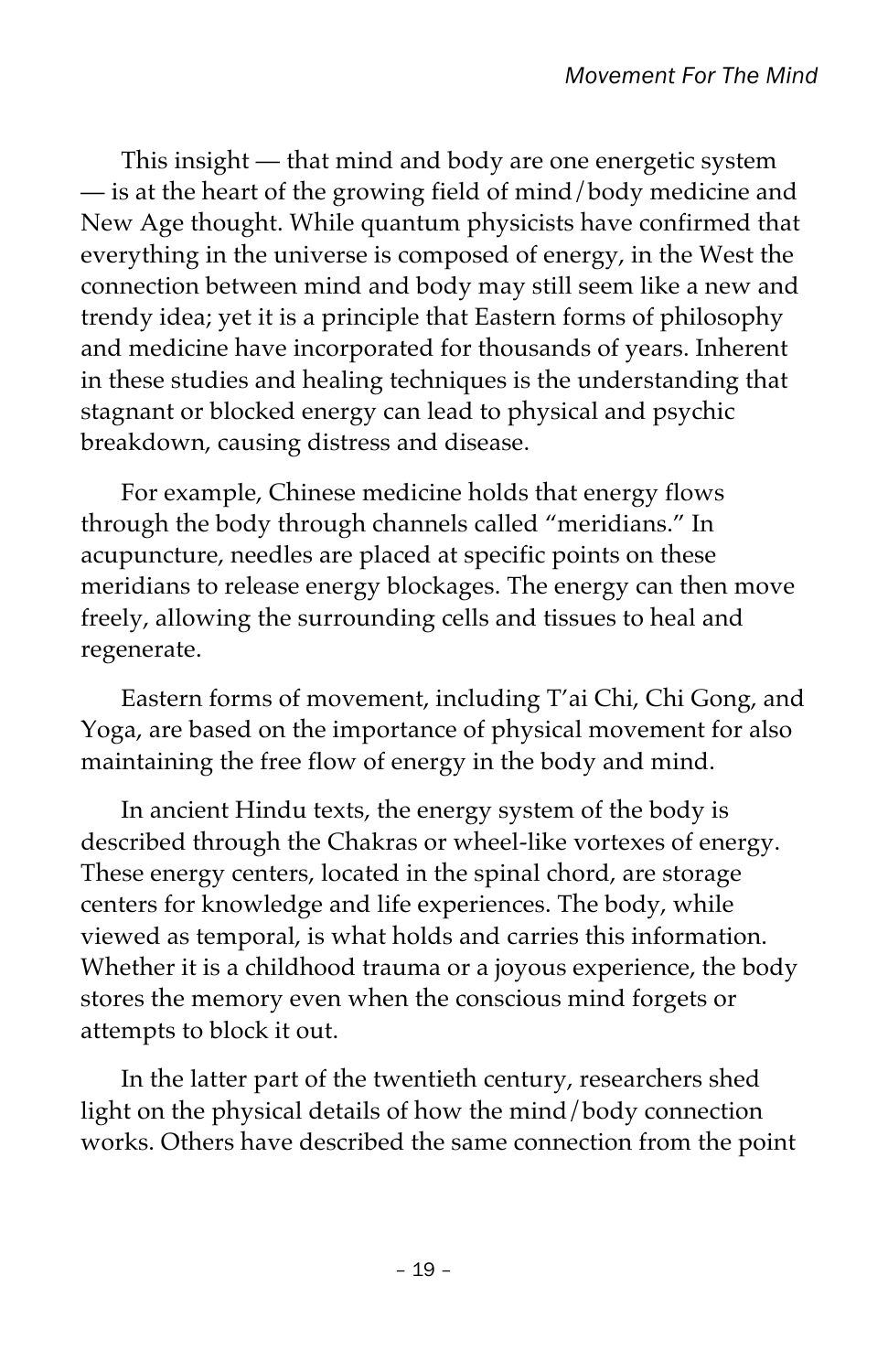This insight — that mind and body are one energetic system — is at the heart of the growing field of mind/body medicine and New Age thought. While quantum physicists have confirmed that everything in the universe is composed of energy, in the West the connection between mind and body may still seem like a new and trendy idea; yet it is a principle that Eastern forms of philosophy and medicine have incorporated for thousands of years. Inherent in these studies and healing techniques is the understanding that stagnant or blocked energy can lead to physical and psychic breakdown, causing distress and disease.

For example, Chinese medicine holds that energy flows through the body through channels called "meridians." In acupuncture, needles are placed at specific points on these meridians to release energy blockages. The energy can then move freely, allowing the surrounding cells and tissues to heal and regenerate.

Eastern forms of movement, including T'ai Chi, Chi Gong, and Yoga, are based on the importance of physical movement for also maintaining the free flow of energy in the body and mind.

In ancient Hindu texts, the energy system of the body is described through the Chakras or wheel-like vortexes of energy. These energy centers, located in the spinal chord, are storage centers for knowledge and life experiences. The body, while viewed as temporal, is what holds and carries this information. Whether it is a childhood trauma or a joyous experience, the body stores the memory even when the conscious mind forgets or attempts to block it out.

In the latter part of the twentieth century, researchers shed light on the physical details of how the mind/body connection works. Others have described the same connection from the point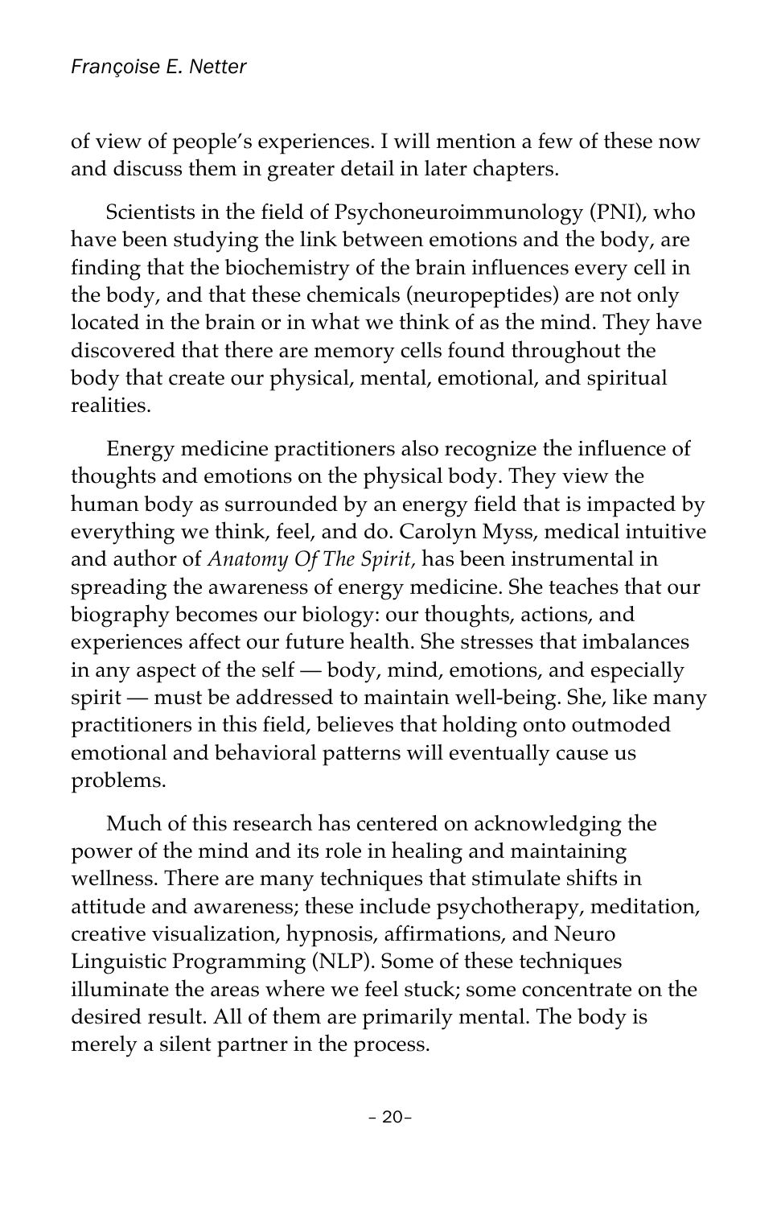of view of people's experiences. I will mention a few of these now and discuss them in greater detail in later chapters.

Scientists in the field of Psychoneuroimmunology (PNI), who have been studying the link between emotions and the body, are finding that the biochemistry of the brain influences every cell in the body, and that these chemicals (neuropeptides) are not only located in the brain or in what we think of as the mind. They have discovered that there are memory cells found throughout the body that create our physical, mental, emotional, and spiritual realities.

Energy medicine practitioners also recognize the influence of thoughts and emotions on the physical body. They view the human body as surrounded by an energy field that is impacted by everything we think, feel, and do. Carolyn Myss, medical intuitive and author of *Anatomy Of The Spirit,* has been instrumental in spreading the awareness of energy medicine. She teaches that our biography becomes our biology: our thoughts, actions, and experiences affect our future health. She stresses that imbalances in any aspect of the self — body, mind, emotions, and especially spirit — must be addressed to maintain well-being. She, like many practitioners in this field, believes that holding onto outmoded emotional and behavioral patterns will eventually cause us problems.

Much of this research has centered on acknowledging the power of the mind and its role in healing and maintaining wellness. There are many techniques that stimulate shifts in attitude and awareness; these include psychotherapy, meditation, creative visualization, hypnosis, affirmations, and Neuro Linguistic Programming (NLP). Some of these techniques illuminate the areas where we feel stuck; some concentrate on the desired result. All of them are primarily mental. The body is merely a silent partner in the process.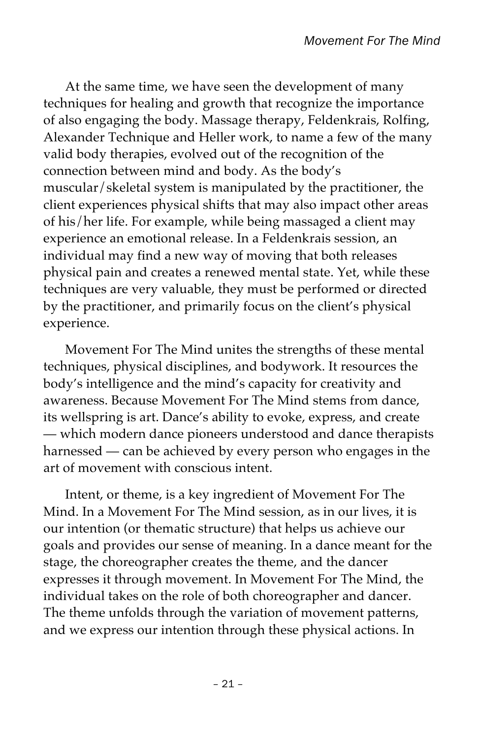At the same time, we have seen the development of many techniques for healing and growth that recognize the importance of also engaging the body. Massage therapy, Feldenkrais, Rolfing, Alexander Technique and Heller work, to name a few of the many valid body therapies, evolved out of the recognition of the connection between mind and body. As the body's muscular/skeletal system is manipulated by the practitioner, the client experiences physical shifts that may also impact other areas of his/her life. For example, while being massaged a client may experience an emotional release. In a Feldenkrais session, an individual may find a new way of moving that both releases physical pain and creates a renewed mental state. Yet, while these techniques are very valuable, they must be performed or directed by the practitioner, and primarily focus on the client's physical experience.

Movement For The Mind unites the strengths of these mental techniques, physical disciplines, and bodywork. It resources the body's intelligence and the mind's capacity for creativity and awareness. Because Movement For The Mind stems from dance, its wellspring is art. Dance's ability to evoke, express, and create — which modern dance pioneers understood and dance therapists harnessed — can be achieved by every person who engages in the art of movement with conscious intent.

Intent, or theme, is a key ingredient of Movement For The Mind. In a Movement For The Mind session, as in our lives, it is our intention (or thematic structure) that helps us achieve our goals and provides our sense of meaning. In a dance meant for the stage, the choreographer creates the theme, and the dancer expresses it through movement. In Movement For The Mind, the individual takes on the role of both choreographer and dancer. The theme unfolds through the variation of movement patterns, and we express our intention through these physical actions. In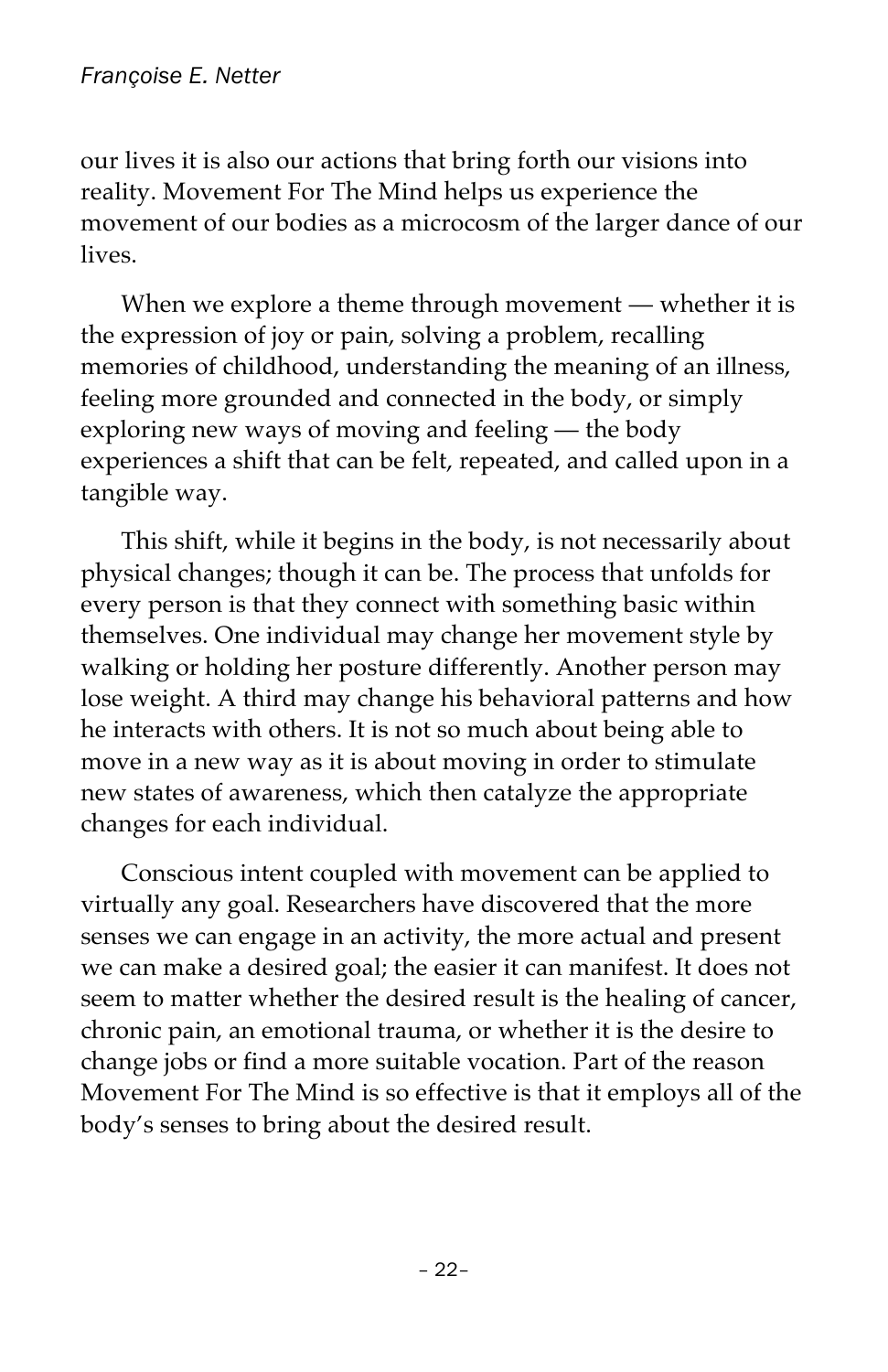our lives it is also our actions that bring forth our visions into reality. Movement For The Mind helps us experience the movement of our bodies as a microcosm of the larger dance of our lives.

When we explore a theme through movement — whether it is the expression of joy or pain, solving a problem, recalling memories of childhood, understanding the meaning of an illness, feeling more grounded and connected in the body, or simply exploring new ways of moving and feeling — the body experiences a shift that can be felt, repeated, and called upon in a tangible way.

This shift, while it begins in the body, is not necessarily about physical changes; though it can be. The process that unfolds for every person is that they connect with something basic within themselves. One individual may change her movement style by walking or holding her posture differently. Another person may lose weight. A third may change his behavioral patterns and how he interacts with others. It is not so much about being able to move in a new way as it is about moving in order to stimulate new states of awareness, which then catalyze the appropriate changes for each individual.

Conscious intent coupled with movement can be applied to virtually any goal. Researchers have discovered that the more senses we can engage in an activity, the more actual and present we can make a desired goal; the easier it can manifest. It does not seem to matter whether the desired result is the healing of cancer, chronic pain, an emotional trauma, or whether it is the desire to change jobs or find a more suitable vocation. Part of the reason Movement For The Mind is so effective is that it employs all of the body's senses to bring about the desired result.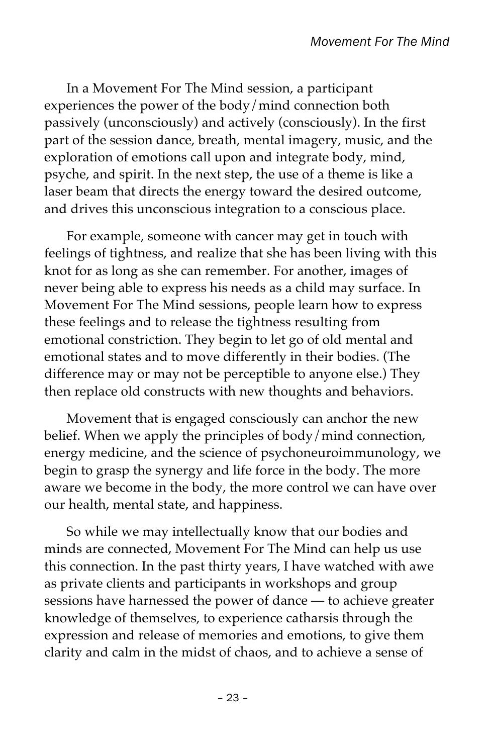In a Movement For The Mind session, a participant experiences the power of the body/mind connection both passively (unconsciously) and actively (consciously). In the first part of the session dance, breath, mental imagery, music, and the exploration of emotions call upon and integrate body, mind, psyche, and spirit. In the next step, the use of a theme is like a laser beam that directs the energy toward the desired outcome, and drives this unconscious integration to a conscious place.

For example, someone with cancer may get in touch with feelings of tightness, and realize that she has been living with this knot for as long as she can remember. For another, images of never being able to express his needs as a child may surface. In Movement For The Mind sessions, people learn how to express these feelings and to release the tightness resulting from emotional constriction. They begin to let go of old mental and emotional states and to move differently in their bodies. (The difference may or may not be perceptible to anyone else.) They then replace old constructs with new thoughts and behaviors.

Movement that is engaged consciously can anchor the new belief. When we apply the principles of body/mind connection, energy medicine, and the science of psychoneuroimmunology, we begin to grasp the synergy and life force in the body. The more aware we become in the body, the more control we can have over our health, mental state, and happiness.

So while we may intellectually know that our bodies and minds are connected, Movement For The Mind can help us use this connection. In the past thirty years, I have watched with awe as private clients and participants in workshops and group sessions have harnessed the power of dance — to achieve greater knowledge of themselves, to experience catharsis through the expression and release of memories and emotions, to give them clarity and calm in the midst of chaos, and to achieve a sense of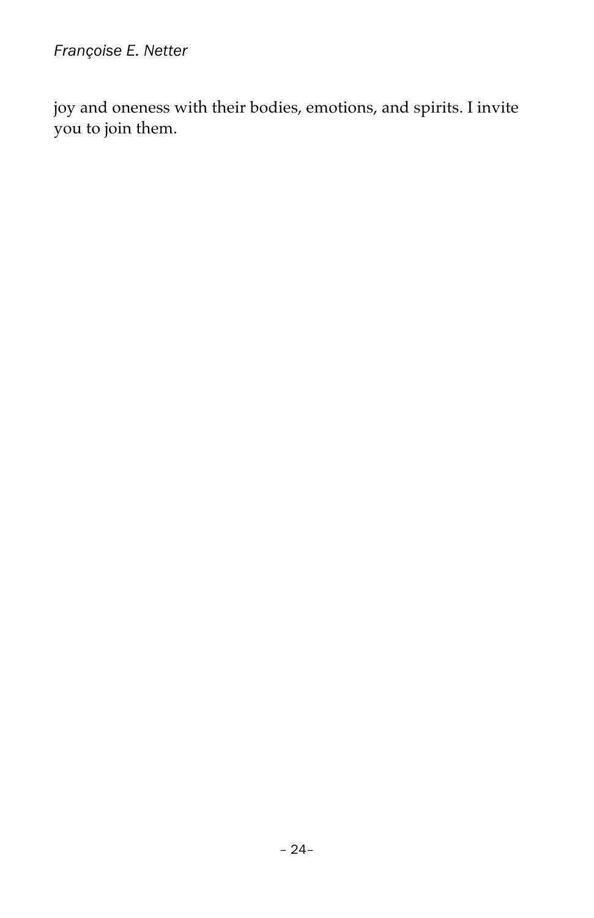joy and oneness with their bodies, emotions, and spirits. I invite you to join them.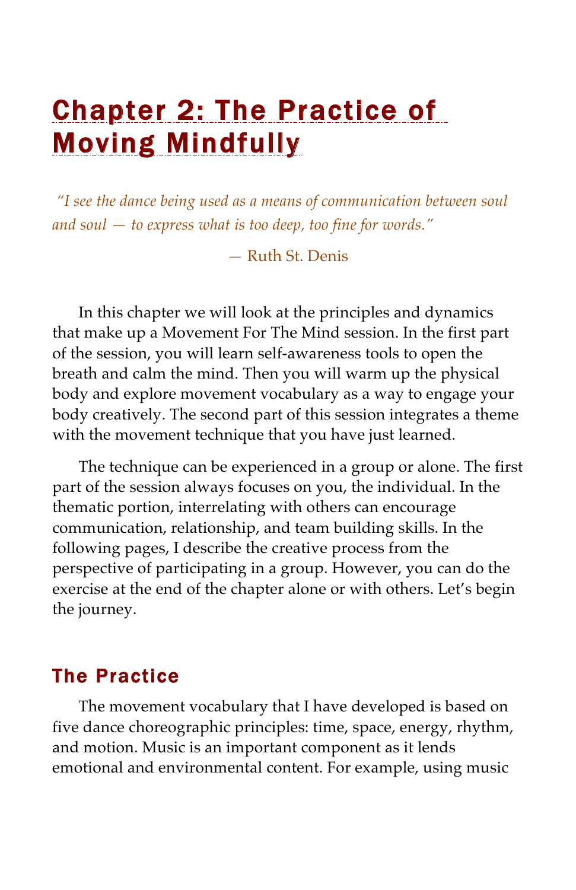# Chapter 2: The Practice of Moving Mindfully

*"I see the dance being used as a means of communication between soul and soul — to express what is too deep, too fine for words."*

— Ruth St. Denis

In this chapter we will look at the principles and dynamics that make up a Movement For The Mind session. In the first part of the session, you will learn self-awareness tools to open the breath and calm the mind. Then you will warm up the physical body and explore movement vocabulary as a way to engage your body creatively. The second part of this session integrates a theme with the movement technique that you have just learned.

The technique can be experienced in a group or alone. The first part of the session always focuses on you, the individual. In the thematic portion, interrelating with others can encourage communication, relationship, and team building skills. In the following pages, I describe the creative process from the perspective of participating in a group. However, you can do the exercise at the end of the chapter alone or with others. Let's begin the journey.

## The Practice

The movement vocabulary that I have developed is based on five dance choreographic principles: time, space, energy, rhythm, and motion. Music is an important component as it lends emotional and environmental content. For example, using music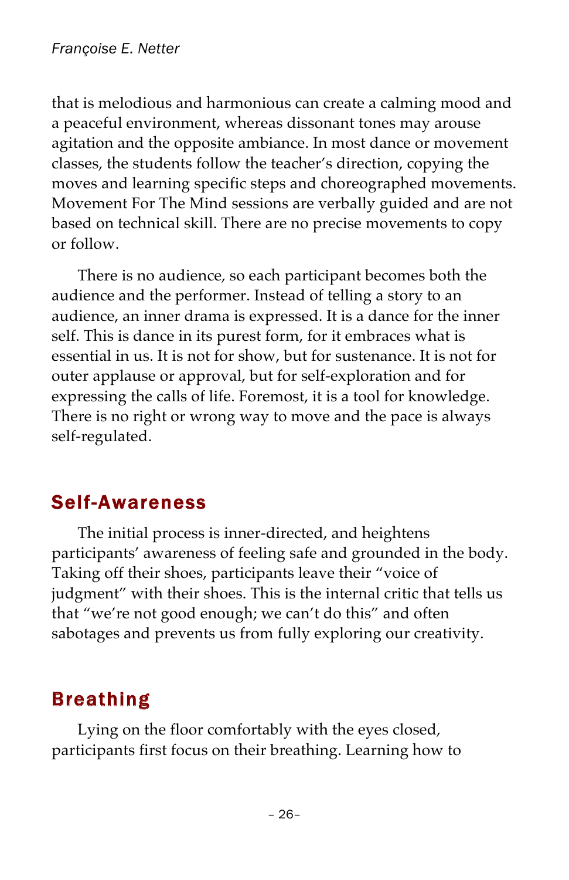that is melodious and harmonious can create a calming mood and a peaceful environment, whereas dissonant tones may arouse agitation and the opposite ambiance. In most dance or movement classes, the students follow the teacher's direction, copying the moves and learning specific steps and choreographed movements. Movement For The Mind sessions are verbally guided and are not based on technical skill. There are no precise movements to copy or follow.

There is no audience, so each participant becomes both the audience and the performer. Instead of telling a story to an audience, an inner drama is expressed. It is a dance for the inner self. This is dance in its purest form, for it embraces what is essential in us. It is not for show, but for sustenance. It is not for outer applause or approval, but for self-exploration and for expressing the calls of life. Foremost, it is a tool for knowledge. There is no right or wrong way to move and the pace is always self-regulated.

## Self-Awareness

The initial process is inner-directed, and heightens participants' awareness of feeling safe and grounded in the body. Taking off their shoes, participants leave their "voice of judgment" with their shoes. This is the internal critic that tells us that "we're not good enough; we can't do this" and often sabotages and prevents us from fully exploring our creativity.

## Breathing

Lying on the floor comfortably with the eyes closed, participants first focus on their breathing. Learning how to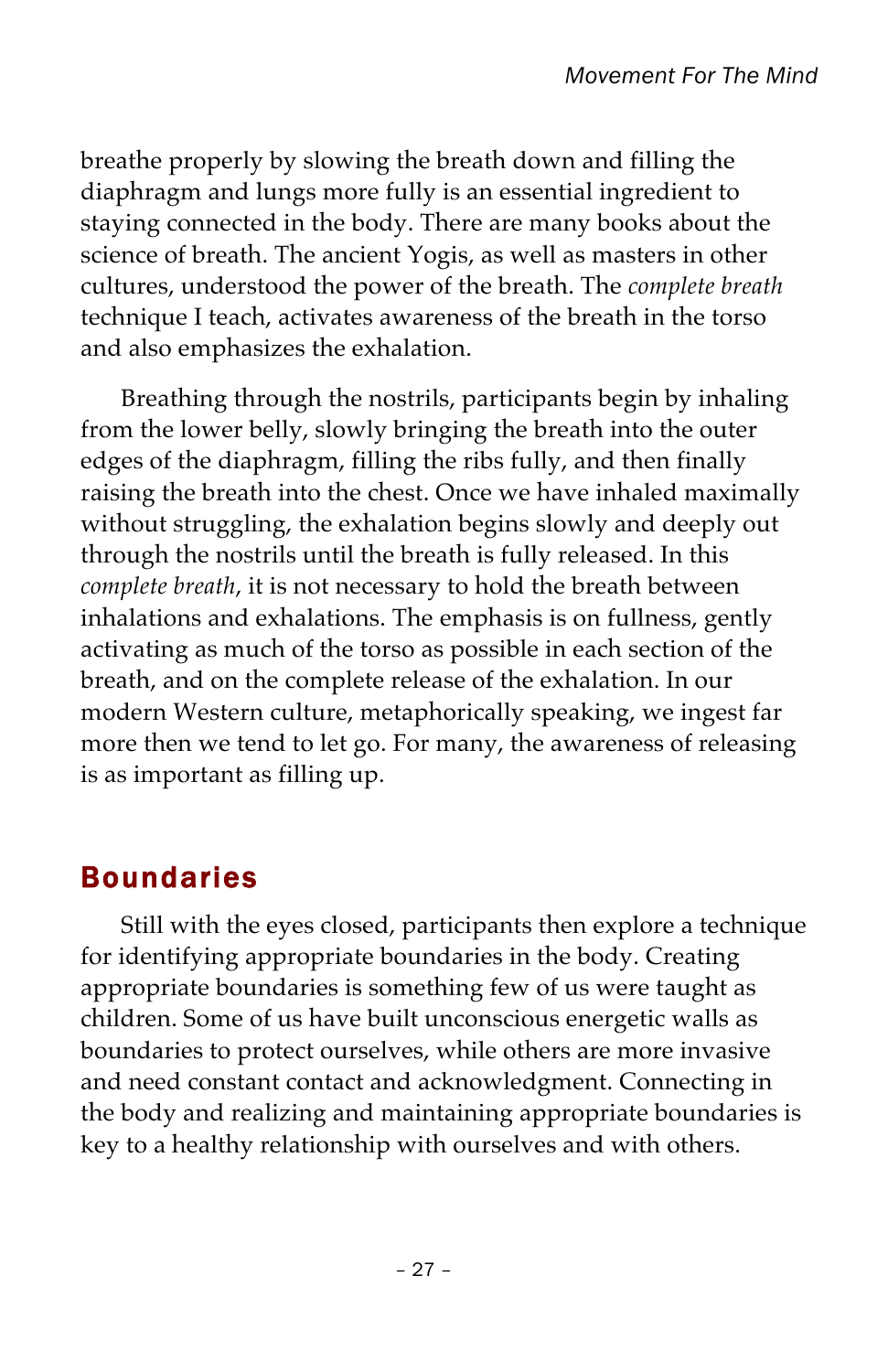breathe properly by slowing the breath down and filling the diaphragm and lungs more fully is an essential ingredient to staying connected in the body. There are many books about the science of breath. The ancient Yogis, as well as masters in other cultures, understood the power of the breath. The *complete breath* technique I teach, activates awareness of the breath in the torso and also emphasizes the exhalation.

Breathing through the nostrils, participants begin by inhaling from the lower belly, slowly bringing the breath into the outer edges of the diaphragm, filling the ribs fully, and then finally raising the breath into the chest. Once we have inhaled maximally without struggling, the exhalation begins slowly and deeply out through the nostrils until the breath is fully released. In this *complete breath*, it is not necessary to hold the breath between inhalations and exhalations. The emphasis is on fullness, gently activating as much of the torso as possible in each section of the breath, and on the complete release of the exhalation. In our modern Western culture, metaphorically speaking, we ingest far more then we tend to let go. For many, the awareness of releasing is as important as filling up.

## Boundaries

Still with the eyes closed, participants then explore a technique for identifying appropriate boundaries in the body. Creating appropriate boundaries is something few of us were taught as children. Some of us have built unconscious energetic walls as boundaries to protect ourselves, while others are more invasive and need constant contact and acknowledgment. Connecting in the body and realizing and maintaining appropriate boundaries is key to a healthy relationship with ourselves and with others.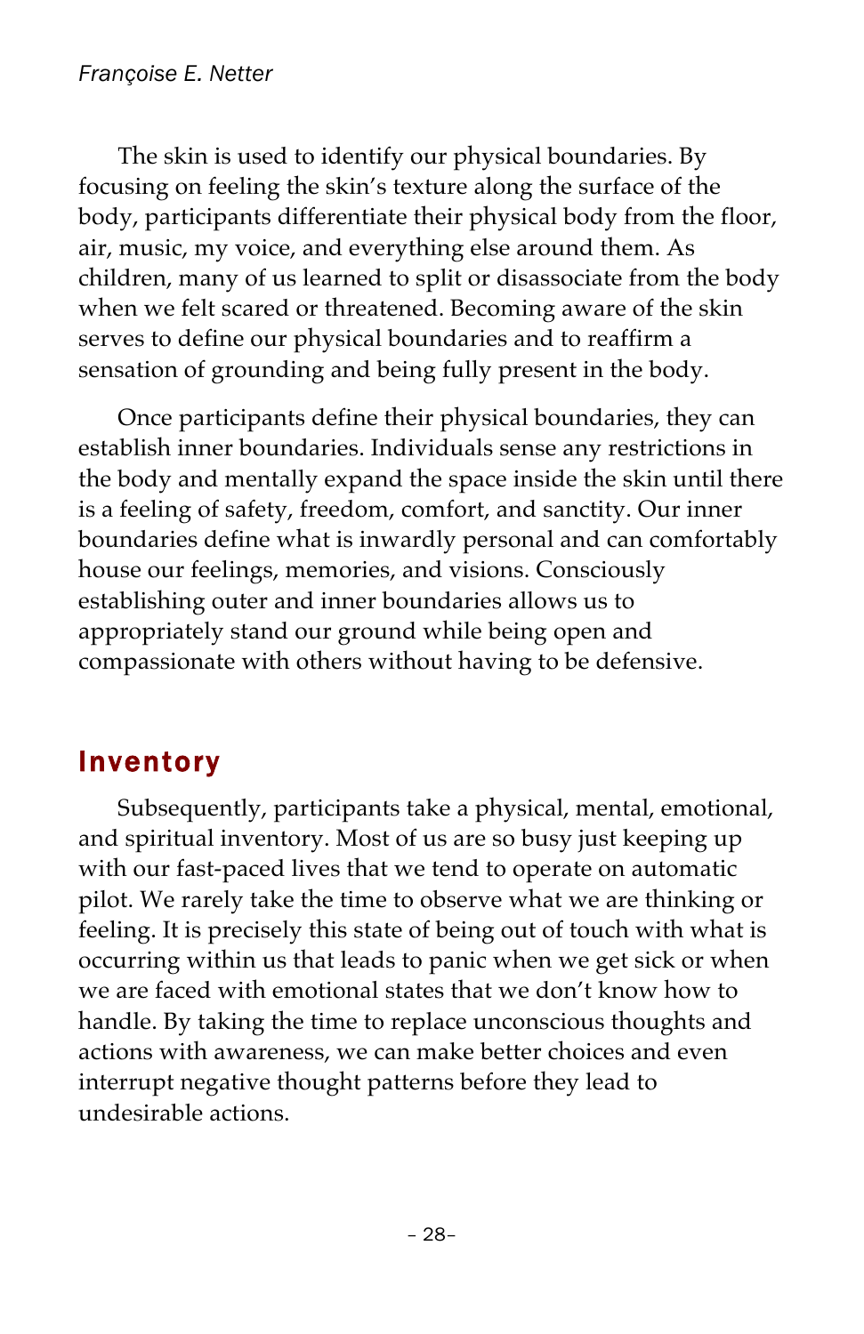The skin is used to identify our physical boundaries. By focusing on feeling the skin's texture along the surface of the body, participants differentiate their physical body from the floor, air, music, my voice, and everything else around them. As children, many of us learned to split or disassociate from the body when we felt scared or threatened. Becoming aware of the skin serves to define our physical boundaries and to reaffirm a sensation of grounding and being fully present in the body.

Once participants define their physical boundaries, they can establish inner boundaries. Individuals sense any restrictions in the body and mentally expand the space inside the skin until there is a feeling of safety, freedom, comfort, and sanctity. Our inner boundaries define what is inwardly personal and can comfortably house our feelings, memories, and visions. Consciously establishing outer and inner boundaries allows us to appropriately stand our ground while being open and compassionate with others without having to be defensive.

## Inventory

Subsequently, participants take a physical, mental, emotional, and spiritual inventory. Most of us are so busy just keeping up with our fast-paced lives that we tend to operate on automatic pilot. We rarely take the time to observe what we are thinking or feeling. It is precisely this state of being out of touch with what is occurring within us that leads to panic when we get sick or when we are faced with emotional states that we don't know how to handle. By taking the time to replace unconscious thoughts and actions with awareness, we can make better choices and even interrupt negative thought patterns before they lead to undesirable actions.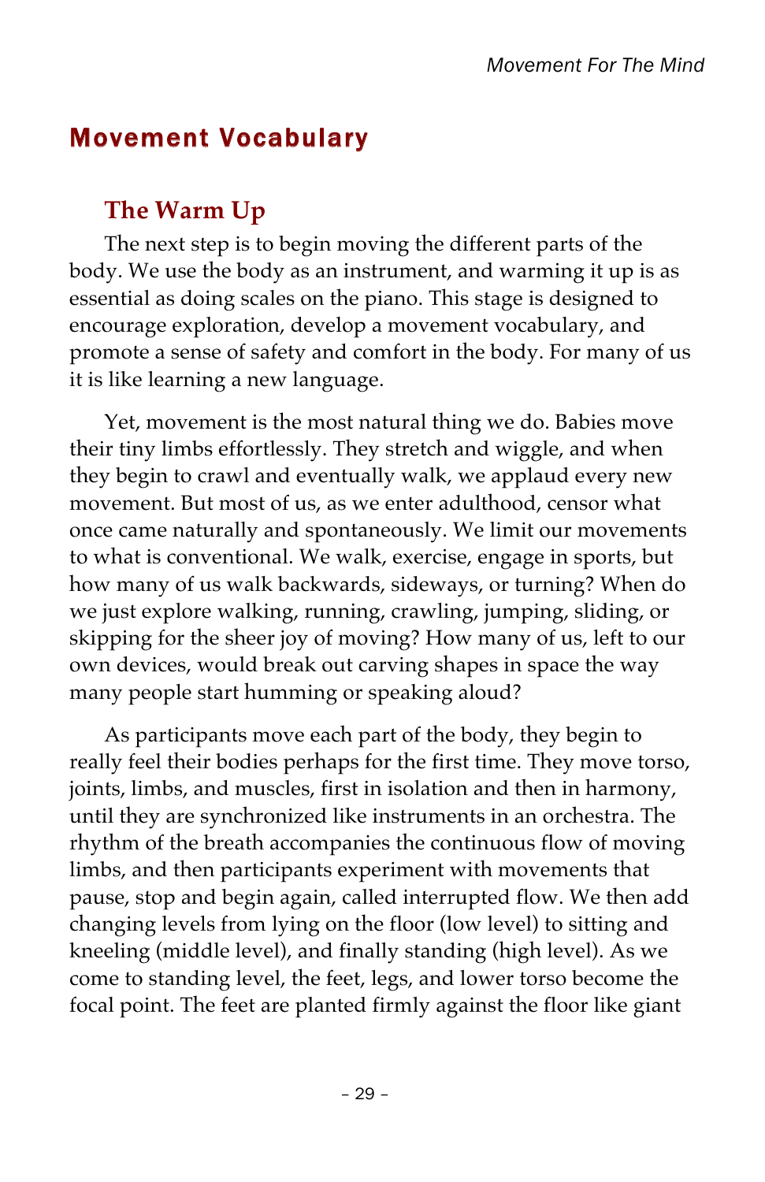## Movement Vocabulary

### The Warm Up

The next step is to begin moving the different parts of the body. We use the body as an instrument, and warming it up is as essential as doing scales on the piano. This stage is designed to encourage exploration, develop a movement vocabulary, and promote a sense of safety and comfort in the body. For many of us it is like learning a new language.

Yet, movement is the most natural thing we do. Babies move their tiny limbs effortlessly. They stretch and wiggle, and when they begin to crawl and eventually walk, we applaud every new movement. But most of us, as we enter adulthood, censor what once came naturally and spontaneously. We limit our movements to what is conventional. We walk, exercise, engage in sports, but how many of us walk backwards, sideways, or turning? When do we just explore walking, running, crawling, jumping, sliding, or skipping for the sheer joy of moving? How many of us, left to our own devices, would break out carving shapes in space the way many people start humming or speaking aloud?

As participants move each part of the body, they begin to really feel their bodies perhaps for the first time. They move torso, joints, limbs, and muscles, first in isolation and then in harmony, until they are synchronized like instruments in an orchestra. The rhythm of the breath accompanies the continuous flow of moving limbs, and then participants experiment with movements that pause, stop and begin again, called interrupted flow. We then add changing levels from lying on the floor (low level) to sitting and kneeling (middle level), and finally standing (high level). As we come to standing level, the feet, legs, and lower torso become the focal point. The feet are planted firmly against the floor like giant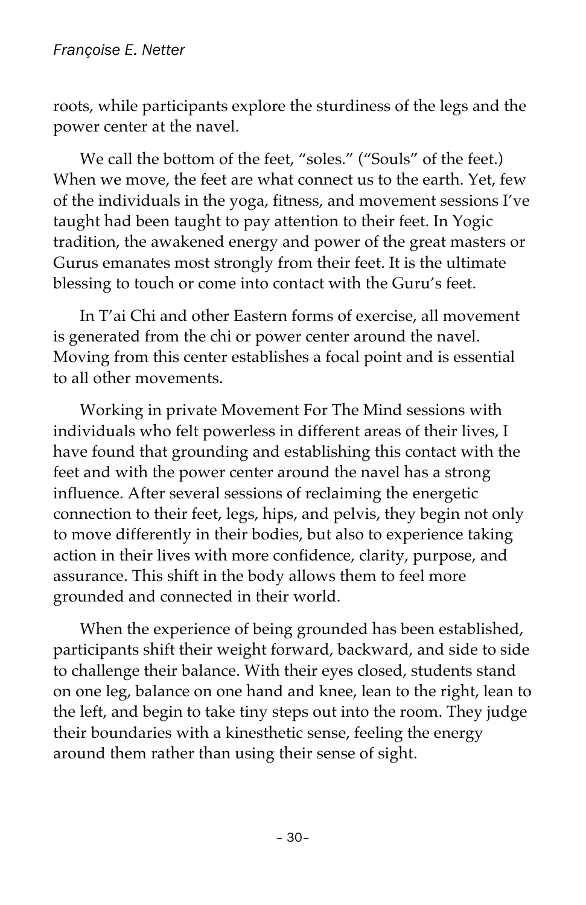roots, while participants explore the sturdiness of the legs and the power center at the navel.

We call the bottom of the feet, "soles." ("Souls" of the feet.) When we move, the feet are what connect us to the earth. Yet, few of the individuals in the yoga, fitness, and movement sessions I've taught had been taught to pay attention to their feet. In Yogic tradition, the awakened energy and power of the great masters or Gurus emanates most strongly from their feet. It is the ultimate blessing to touch or come into contact with the Guru's feet.

In T'ai Chi and other Eastern forms of exercise, all movement is generated from the chi or power center around the navel. Moving from this center establishes a focal point and is essential to all other movements.

Working in private Movement For The Mind sessions with individuals who felt powerless in different areas of their lives, I have found that grounding and establishing this contact with the feet and with the power center around the navel has a strong influence. After several sessions of reclaiming the energetic connection to their feet, legs, hips, and pelvis, they begin not only to move differently in their bodies, but also to experience taking action in their lives with more confidence, clarity, purpose, and assurance. This shift in the body allows them to feel more grounded and connected in their world.

When the experience of being grounded has been established, participants shift their weight forward, backward, and side to side to challenge their balance. With their eyes closed, students stand on one leg, balance on one hand and knee, lean to the right, lean to the left, and begin to take tiny steps out into the room. They judge their boundaries with a kinesthetic sense, feeling the energy around them rather than using their sense of sight.